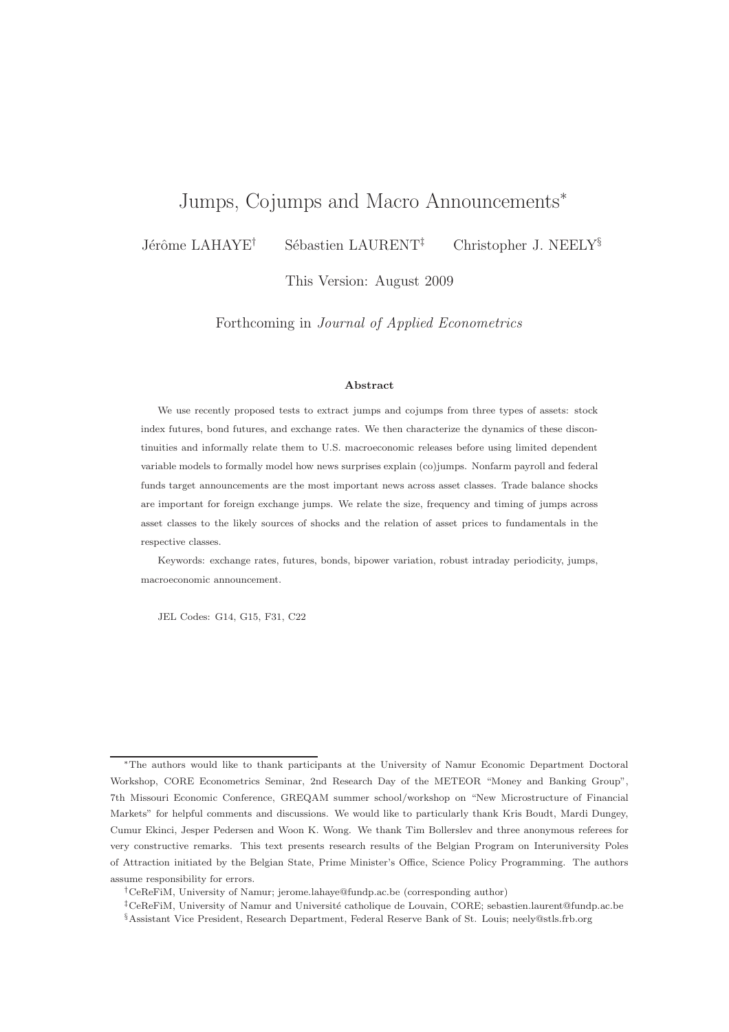# Jumps, Cojumps and Macro Announcements*

Jérôme LAHAYE[†] Sébastien LAURENT[‡] Christopher J. NEELY[§]

This Version: August 2009

Forthcoming in *Journal of Applied Econometrics*

### Abstract

We use recently proposed tests to extract jumps and cojumps from three types of assets: stock index futures, bond futures, and exchange rates. We then characterize the dynamics of these discontinuities and informally relate them to U.S. macroeconomic releases before using limited dependent variable models to formally model how news surprises explain (co)jumps. Nonfarm payroll and federal funds target announcements are the most important news across asset classes. Trade balance shocks are important for foreign exchange jumps. We relate the size, frequency and timing of jumps across asset classes to the likely sources of shocks and the relation of asset prices to fundamentals in the respective classes.

Keywords: exchange rates, futures, bonds, bipower variation, robust intraday periodicity, jumps, macroeconomic announcement.

JEL Codes: G14, G15, F31, C22

---

*The authors would like to thank participants at the University of Namur Economic Department Doctoral Workshop, CORE Econometrics Seminar, 2nd Research Day of the METEOR "Money and Banking Group", 7th Missouri Economic Conference, GREQAM summer school/workshop on "New Microstructure of Financial Markets" for helpful comments and discussions. We would like to particularly thank Kris Boudt, Mardi Dungey, Cumur Ekinci, Jesper Pedersen and Woon K. Wong. We thank Tim Bollerslev and three anonymous referees for very constructive remarks. This text presents research results of the Belgian Program on Interuniversity Poles of Attraction initiated by the Belgian State, Prime Minister's Office, Science Policy Programming. The authors assume responsibility for errors.

[†]CeReFiM, University of Namur; jerome.lahaye@fundp.ac.be (corresponding author)

[‡]CeReFiM, University of Namur and Université catholique de Louvain, CORE; sebastien.laurent@fundp.ac.be

[§]Assistant Vice President, Research Department, Federal Reserve Bank of St. Louis; neely@stls.frb.org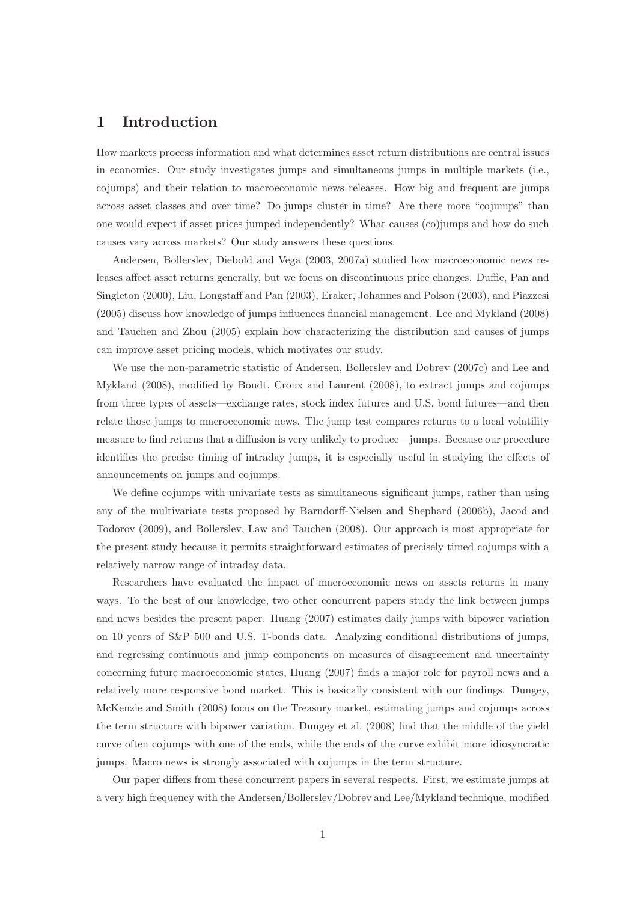# 1 Introduction

How markets process information and what determines asset return distributions are central issues in economics. Our study investigates jumps and simultaneous jumps in multiple markets (i.e., cojumps) and their relation to macroeconomic news releases. How big and frequent are jumps across asset classes and over time? Do jumps cluster in time? Are there more "cojumps" than one would expect if asset prices jumped independently? What causes (co)jumps and how do such causes vary across markets? Our study answers these questions.

Andersen, Bollerslev, Diebold and Vega (2003, 2007a) studied how macroeconomic news releases affect asset returns generally, but we focus on discontinuous price changes. Duffie, Pan and Singleton (2000), Liu, Longstaff and Pan (2003), Eraker, Johannes and Polson (2003), and Piazzesi (2005) discuss how knowledge of jumps influences financial management. Lee and Mykland (2008) and Tauchen and Zhou (2005) explain how characterizing the distribution and causes of jumps can improve asset pricing models, which motivates our study.

We use the non-parametric statistic of Andersen, Bollerslev and Dobrev (2007c) and Lee and Mykland (2008), modified by Boudt, Croux and Laurent (2008), to extract jumps and cojumps from three types of assets—exchange rates, stock index futures and U.S. bond futures—and then relate those jumps to macroeconomic news. The jump test compares returns to a local volatility measure to find returns that a diffusion is very unlikely to produce—jumps. Because our procedure identifies the precise timing of intraday jumps, it is especially useful in studying the effects of announcements on jumps and cojumps.

We define cojumps with univariate tests as simultaneous significant jumps, rather than using any of the multivariate tests proposed by Barndorff-Nielsen and Shephard (2006b), Jacod and Todorov (2009), and Bollerslev, Law and Tauchen (2008). Our approach is most appropriate for the present study because it permits straightforward estimates of precisely timed cojumps with a relatively narrow range of intraday data.

Researchers have evaluated the impact of macroeconomic news on assets returns in many ways. To the best of our knowledge, two other concurrent papers study the link between jumps and news besides the present paper. Huang (2007) estimates daily jumps with bipower variation on 10 years of S&P 500 and U.S. T-bonds data. Analyzing conditional distributions of jumps, and regressing continuous and jump components on measures of disagreement and uncertainty concerning future macroeconomic states, Huang (2007) finds a major role for payroll news and a relatively more responsive bond market. This is basically consistent with our findings. Dungey, McKenzie and Smith (2008) focus on the Treasury market, estimating jumps and cojumps across the term structure with bipower variation. Dungey et al. (2008) find that the middle of the yield curve often cojumps with one of the ends, while the ends of the curve exhibit more idiosyncratic jumps. Macro news is strongly associated with cojumps in the term structure.

Our paper differs from these concurrent papers in several respects. First, we estimate jumps at a very high frequency with the Andersen/Bollerslev/Dobrev and Lee/Mykland technique, modified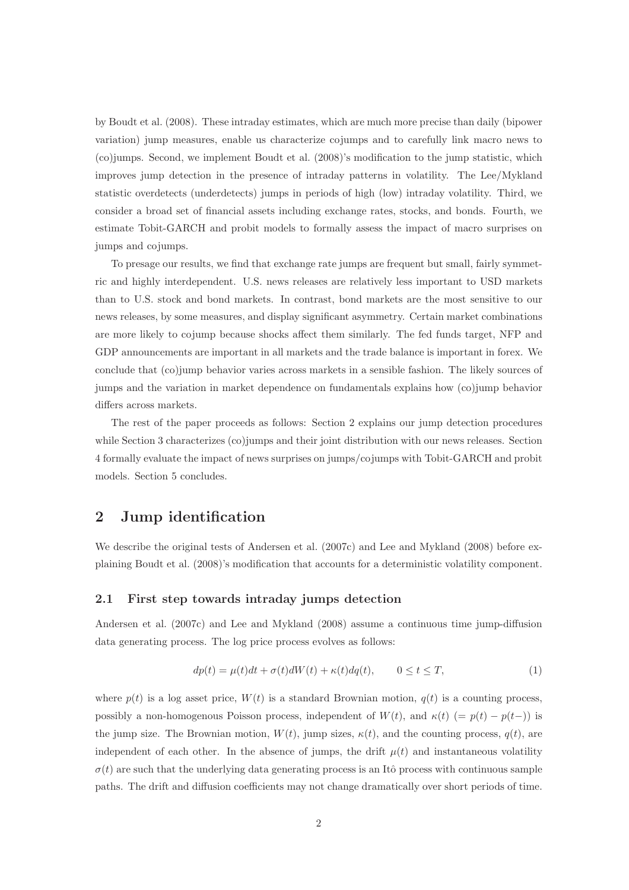by Boudt et al. (2008). These intraday estimates, which are much more precise than daily (bipower variation) jump measures, enable us characterize cojumps and to carefully link macro news to (co)jumps. Second, we implement Boudt et al. (2008)'s modification to the jump statistic, which improves jump detection in the presence of intraday patterns in volatility. The Lee/Mykland statistic overdetects (underdetects) jumps in periods of high (low) intraday volatility. Third, we consider a broad set of financial assets including exchange rates, stocks, and bonds. Fourth, we estimate Tobit-GARCH and probit models to formally assess the impact of macro surprises on jumps and cojumps.

To presage our results, we find that exchange rate jumps are frequent but small, fairly symmetric and highly interdependent. U.S. news releases are relatively less important to USD markets than to U.S. stock and bond markets. In contrast, bond markets are the most sensitive to our news releases, by some measures, and display significant asymmetry. Certain market combinations are more likely to cojump because shocks affect them similarly. The fed funds target, NFP and GDP announcements are important in all markets and the trade balance is important in forex. We conclude that (co)jump behavior varies across markets in a sensible fashion. The likely sources of jumps and the variation in market dependence on fundamentals explains how (co)jump behavior differs across markets.

The rest of the paper proceeds as follows: Section 2 explains our jump detection procedures while Section 3 characterizes (co)jumps and their joint distribution with our news releases. Section 4 formally evaluate the impact of news surprises on jumps/cojumps with Tobit-GARCH and probit models. Section 5 concludes.

## 2 Jump identification

We describe the original tests of Andersen et al. (2007c) and Lee and Mykland (2008) before explaining Boudt et al. (2008)'s modification that accounts for a deterministic volatility component.

### 2.1 First step towards intraday jumps detection

Andersen et al. (2007c) and Lee and Mykland (2008) assume a continuous time jump-diffusion data generating process. The log price process evolves as follows:

$$dp(t) = \mu(t)dt + \sigma(t)dW(t) + \kappa(t)dq(t), \qquad 0 \leq t \leq T, \tag{1}$$

where $p(t)$ is a log asset price, $W(t)$ is a standard Brownian motion, $q(t)$ is a counting process, possibly a non-homogenous Poisson process, independent of $W(t)$, and $\kappa(t)$ $(= p(t) - p(t-))$ is the jump size. The Brownian motion, $W(t)$, jump sizes, $\kappa(t)$, and the counting process, $q(t)$, are independent of each other. In the absence of jumps, the drift $\mu(t)$ and instantaneous volatility $\sigma(t)$ are such that the underlying data generating process is an Itô process with continuous sample paths. The drift and diffusion coefficients may not change dramatically over short periods of time.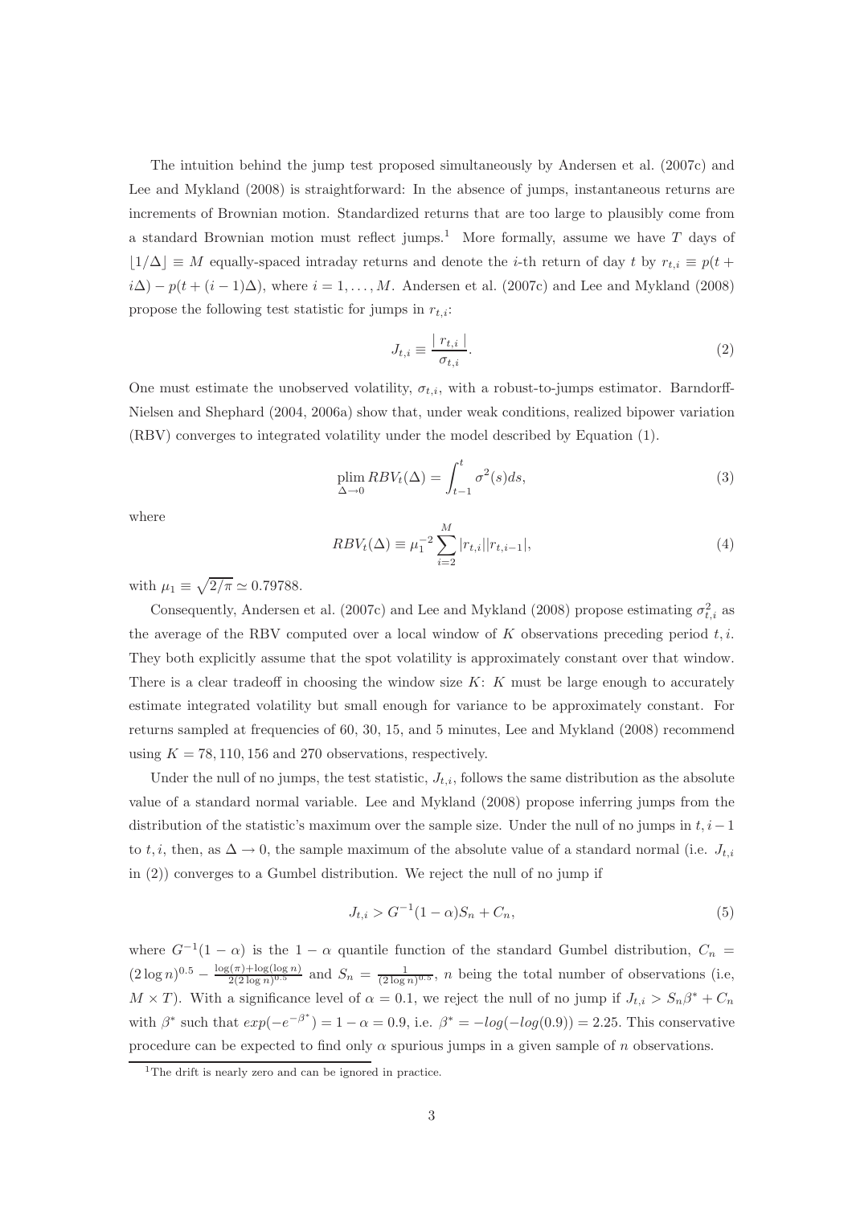The intuition behind the jump test proposed simultaneously by Andersen et al. (2007c) and Lee and Mykland (2008) is straightforward: In the absence of jumps, instantaneous returns are increments of Brownian motion. Standardized returns that are too large to plausibly come from a standard Brownian motion must reflect jumps.[1] More formally, assume we have $T$ days of $\lfloor 1/\Delta \rfloor \equiv M$ equally-spaced intraday returns and denote the $i$-th return of day $t$ by $r_{t,i} \equiv p(t + i\Delta) - p(t + (i-1)\Delta)$, where $i = 1, \ldots, M$. Andersen et al. (2007c) and Lee and Mykland (2008) propose the following test statistic for jumps in $r_{t,i}$:

$$J_{t,i} \equiv \frac{|\, r_{t,i} \,|}{\sigma_{t,i}}. \tag{2}$$

One must estimate the unobserved volatility, $\sigma_{t,i}$, with a robust-to-jumps estimator. Barndorff-Nielsen and Shephard (2004, 2006a) show that, under weak conditions, realized bipower variation (RBV) converges to integrated volatility under the model described by Equation (1).

$$\operatorname*{plim}_{\Delta \to 0} RBV_t(\Delta) = \int_{t-1}^{t} \sigma^2(s) ds, \tag{3}$$

where

$$RBV_t(\Delta) \equiv \mu_1^{-2} \sum_{i=2}^{M} |r_{t,i}||r_{t,i-1}|, \tag{4}$$

with $\mu_1 \equiv \sqrt{2/\pi} \simeq 0.79788$.

Consequently, Andersen et al. (2007c) and Lee and Mykland (2008) propose estimating $\sigma_{t,i}^2$ as the average of the RBV computed over a local window of $K$ observations preceding period $t, i$. They both explicitly assume that the spot volatility is approximately constant over that window. There is a clear tradeoff in choosing the window size $K$: $K$ must be large enough to accurately estimate integrated volatility but small enough for variance to be approximately constant. For returns sampled at frequencies of 60, 30, 15, and 5 minutes, Lee and Mykland (2008) recommend using $K = 78, 110, 156$ and $270$ observations, respectively.

Under the null of no jumps, the test statistic, $J_{t,i}$, follows the same distribution as the absolute value of a standard normal variable. Lee and Mykland (2008) propose inferring jumps from the distribution of the statistic's maximum over the sample size. Under the null of no jumps in $t, i-1$ to $t, i$, then, as $\Delta \to 0$, the sample maximum of the absolute value of a standard normal (i.e. $J_{t,i}$ in (2)) converges to a Gumbel distribution. We reject the null of no jump if

$$J_{t,i} > G^{-1}(1-\alpha) S_n + C_n, \tag{5}$$

where $G^{-1}(1-\alpha)$ is the $1-\alpha$ quantile function of the standard Gumbel distribution, $C_n = (2\log n)^{0.5} - \frac{\log(\pi) + \log(\log n)}{2(2\log n)^{0.5}}$ and $S_n = \frac{1}{(2\log n)^{0.5}}$, $n$ being the total number of observations (i.e, $M \times T$). With a significance level of $\alpha = 0.1$, we reject the null of no jump if $J_{t,i} > S_n \beta^* + C_n$ with $\beta^*$ such that $exp(-e^{-\beta^*}) = 1 - \alpha = 0.9$, i.e. $\beta^* = -log(-log(0.9)) = 2.25$. This conservative procedure can be expected to find only $\alpha$ spurious jumps in a given sample of $n$ observations.

[1] The drift is nearly zero and can be ignored in practice.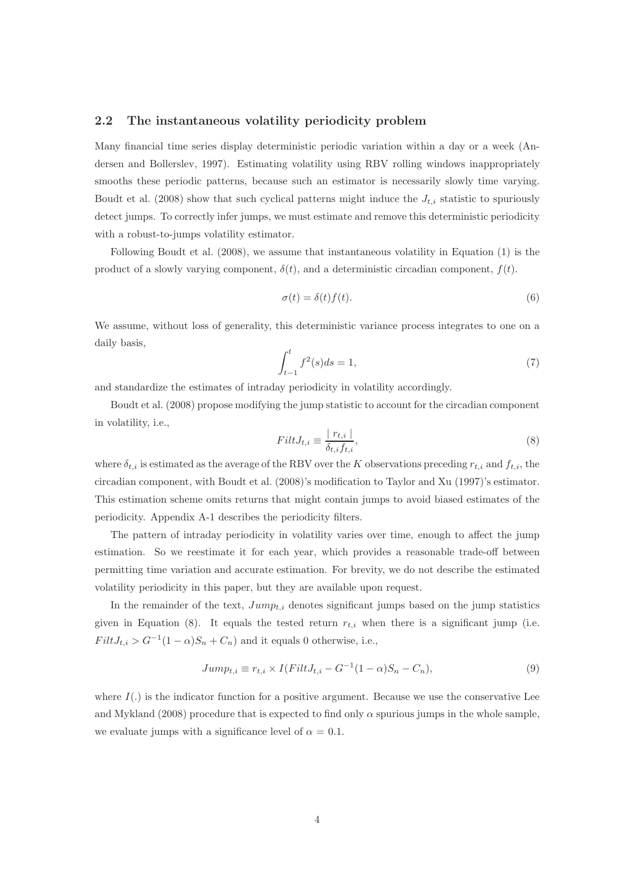### 2.2 The instantaneous volatility periodicity problem

Many financial time series display deterministic periodic variation within a day or a week (Andersen and Bollerslev, 1997). Estimating volatility using RBV rolling windows inappropriately smooths these periodic patterns, because such an estimator is necessarily slowly time varying. Boudt et al. (2008) show that such cyclical patterns might induce the $J_{t,i}$ statistic to spuriously detect jumps. To correctly infer jumps, we must estimate and remove this deterministic periodicity with a robust-to-jumps volatility estimator.

Following Boudt et al. (2008), we assume that instantaneous volatility in Equation (1) is the product of a slowly varying component, $\delta(t)$, and a deterministic circadian component, $f(t)$.

$$\sigma(t) = \delta(t)f(t). \tag{6}$$

We assume, without loss of generality, this deterministic variance process integrates to one on a daily basis,

$$\int_{t-1}^{t} f^2(s)ds = 1, \tag{7}$$

and standardize the estimates of intraday periodicity in volatility accordingly.

Boudt et al. (2008) propose modifying the jump statistic to account for the circadian component in volatility, i.e.,

$$FiltJ_{t,i} \equiv \frac{|\ r_{t,i}\ |}{\delta_{t,i}f_{t,i}}, \tag{8}$$

where $\delta_{t,i}$ is estimated as the average of the RBV over the $K$ observations preceding $r_{t,i}$ and $f_{t,i}$, the circadian component, with Boudt et al. (2008)'s modification to Taylor and Xu (1997)'s estimator. This estimation scheme omits returns that might contain jumps to avoid biased estimates of the periodicity. Appendix A-1 describes the periodicity filters.

The pattern of intraday periodicity in volatility varies over time, enough to affect the jump estimation. So we reestimate it for each year, which provides a reasonable trade-off between permitting time variation and accurate estimation. For brevity, we do not describe the estimated volatility periodicity in this paper, but they are available upon request.

In the remainder of the text, $Jump_{t,i}$ denotes significant jumps based on the jump statistics given in Equation (8). It equals the tested return $r_{t,i}$ when there is a significant jump (i.e. $FiltJ_{t,i} > G^{-1}(1-\alpha)S_n + C_n$) and it equals 0 otherwise, i.e.,

$$Jump_{t,i} \equiv r_{t,i} \times I(FiltJ_{t,i} - G^{-1}(1-\alpha)S_n - C_n), \tag{9}$$

where $I(.)$ is the indicator function for a positive argument. Because we use the conservative Lee and Mykland (2008) procedure that is expected to find only $\alpha$ spurious jumps in the whole sample, we evaluate jumps with a significance level of $\alpha = 0.1$.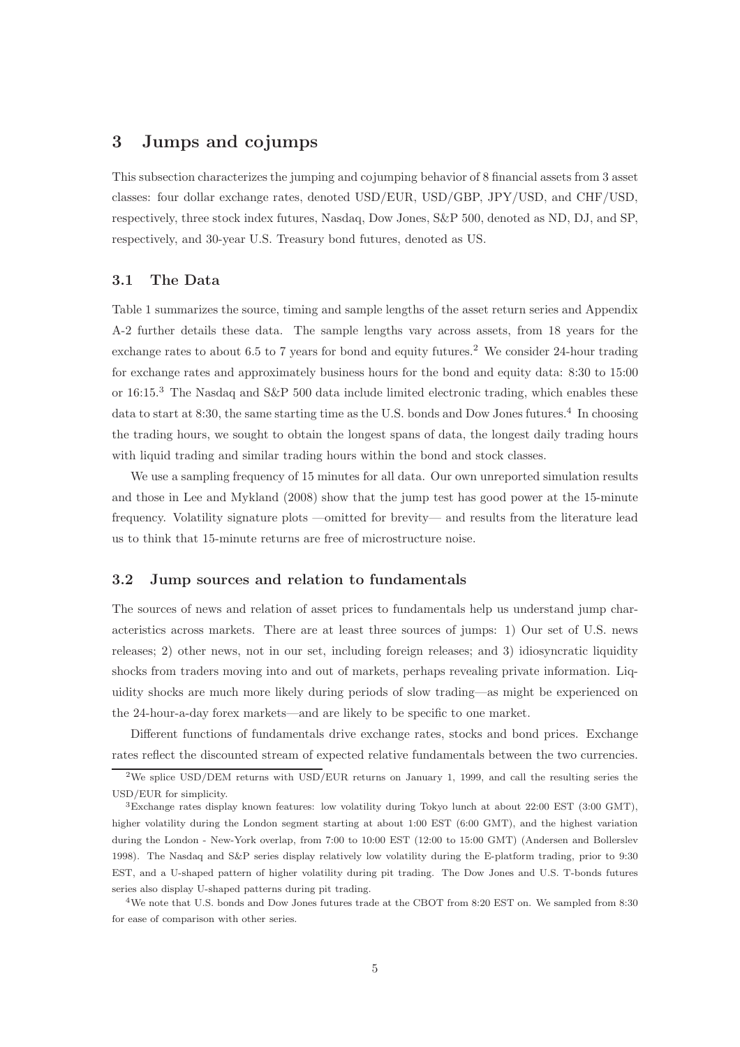# 3 Jumps and cojumps

This subsection characterizes the jumping and cojumping behavior of 8 financial assets from 3 asset classes: four dollar exchange rates, denoted USD/EUR, USD/GBP, JPY/USD, and CHF/USD, respectively, three stock index futures, Nasdaq, Dow Jones, S&P 500, denoted as ND, DJ, and SP, respectively, and 30-year U.S. Treasury bond futures, denoted as US.

## 3.1 The Data

Table 1 summarizes the source, timing and sample lengths of the asset return series and Appendix A-2 further details these data. The sample lengths vary across assets, from 18 years for the exchange rates to about 6.5 to 7 years for bond and equity futures.[2] We consider 24-hour trading for exchange rates and approximately business hours for the bond and equity data: 8:30 to 15:00 or 16:15.[3] The Nasdaq and S&P 500 data include limited electronic trading, which enables these data to start at 8:30, the same starting time as the U.S. bonds and Dow Jones futures.[4] In choosing the trading hours, we sought to obtain the longest spans of data, the longest daily trading hours with liquid trading and similar trading hours within the bond and stock classes.

We use a sampling frequency of 15 minutes for all data. Our own unreported simulation results and those in Lee and Mykland (2008) show that the jump test has good power at the 15-minute frequency. Volatility signature plots —omitted for brevity— and results from the literature lead us to think that 15-minute returns are free of microstructure noise.

## 3.2 Jump sources and relation to fundamentals

The sources of news and relation of asset prices to fundamentals help us understand jump characteristics across markets. There are at least three sources of jumps: 1) Our set of U.S. news releases; 2) other news, not in our set, including foreign releases; and 3) idiosyncratic liquidity shocks from traders moving into and out of markets, perhaps revealing private information. Liquidity shocks are much more likely during periods of slow trading—as might be experienced on the 24-hour-a-day forex markets—and are likely to be specific to one market.

Different functions of fundamentals drive exchange rates, stocks and bond prices. Exchange rates reflect the discounted stream of expected relative fundamentals between the two currencies.

[2] We splice USD/DEM returns with USD/EUR returns on January 1, 1999, and call the resulting series the USD/EUR for simplicity.

[3] Exchange rates display known features: low volatility during Tokyo lunch at about 22:00 EST (3:00 GMT), higher volatility during the London segment starting at about 1:00 EST (6:00 GMT), and the highest variation during the London - New-York overlap, from 7:00 to 10:00 EST (12:00 to 15:00 GMT) (Andersen and Bollerslev 1998). The Nasdaq and S&P series display relatively low volatility during the E-platform trading, prior to 9:30 EST, and a U-shaped pattern of higher volatility during pit trading. The Dow Jones and U.S. T-bonds futures series also display U-shaped patterns during pit trading.

[4] We note that U.S. bonds and Dow Jones futures trade at the CBOT from 8:20 EST on. We sampled from 8:30 for ease of comparison with other series.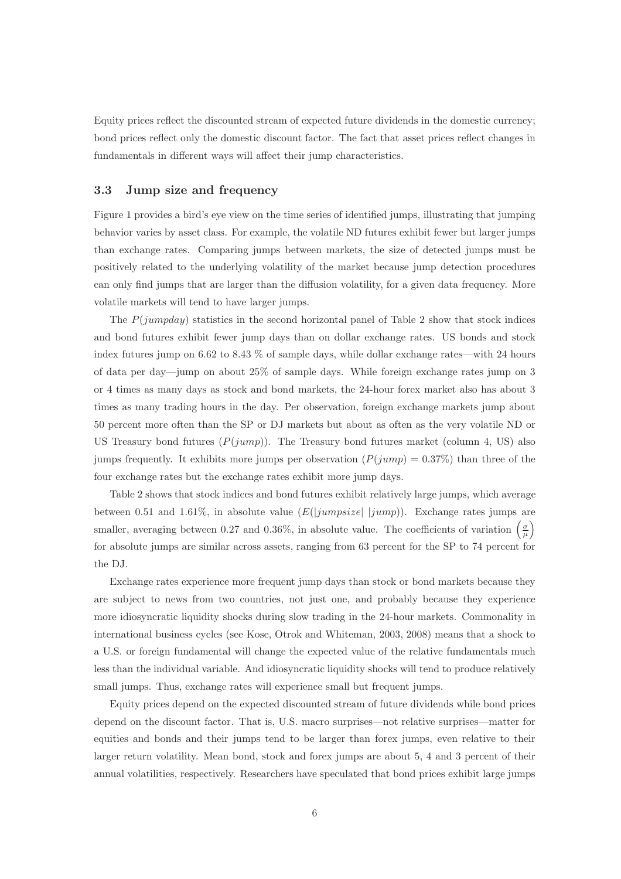Equity prices reflect the discounted stream of expected future dividends in the domestic currency; bond prices reflect only the domestic discount factor. The fact that asset prices reflect changes in fundamentals in different ways will affect their jump characteristics.

### 3.3 Jump size and frequency

Figure 1 provides a bird's eye view on the time series of identified jumps, illustrating that jumping behavior varies by asset class. For example, the volatile ND futures exhibit fewer but larger jumps than exchange rates. Comparing jumps between markets, the size of detected jumps must be positively related to the underlying volatility of the market because jump detection procedures can only find jumps that are larger than the diffusion volatility, for a given data frequency. More volatile markets will tend to have larger jumps.

The $P(jumpday)$ statistics in the second horizontal panel of Table 2 show that stock indices and bond futures exhibit fewer jump days than on dollar exchange rates. US bonds and stock index futures jump on 6.62 to 8.43 % of sample days, while dollar exchange rates—with 24 hours of data per day—jump on about 25% of sample days. While foreign exchange rates jump on 3 or 4 times as many days as stock and bond markets, the 24-hour forex market also has about 3 times as many trading hours in the day. Per observation, foreign exchange markets jump about 50 percent more often than the SP or DJ markets but about as often as the very volatile ND or US Treasury bond futures ($P(jump)$). The Treasury bond futures market (column 4, US) also jumps frequently. It exhibits more jumps per observation ($P(jump) = 0.37\%$) than three of the four exchange rates but the exchange rates exhibit more jump days.

Table 2 shows that stock indices and bond futures exhibit relatively large jumps, which average between 0.51 and 1.61%, in absolute value ($E(|jumpsize| \; |jump)$). Exchange rates jumps are smaller, averaging between 0.27 and 0.36%, in absolute value. The coefficients of variation $\left(\frac{\sigma}{\mu}\right)$ for absolute jumps are similar across assets, ranging from 63 percent for the SP to 74 percent for the DJ.

Exchange rates experience more frequent jump days than stock or bond markets because they are subject to news from two countries, not just one, and probably because they experience more idiosyncratic liquidity shocks during slow trading in the 24-hour markets. Commonality in international business cycles (see Kose, Otrok and Whiteman, 2003, 2008) means that a shock to a U.S. or foreign fundamental will change the expected value of the relative fundamentals much less than the individual variable. And idiosyncratic liquidity shocks will tend to produce relatively small jumps. Thus, exchange rates will experience small but frequent jumps.

Equity prices depend on the expected discounted stream of future dividends while bond prices depend on the discount factor. That is, U.S. macro surprises—not relative surprises—matter for equities and bonds and their jumps tend to be larger than forex jumps, even relative to their larger return volatility. Mean bond, stock and forex jumps are about 5, 4 and 3 percent of their annual volatilities, respectively. Researchers have speculated that bond prices exhibit large jumps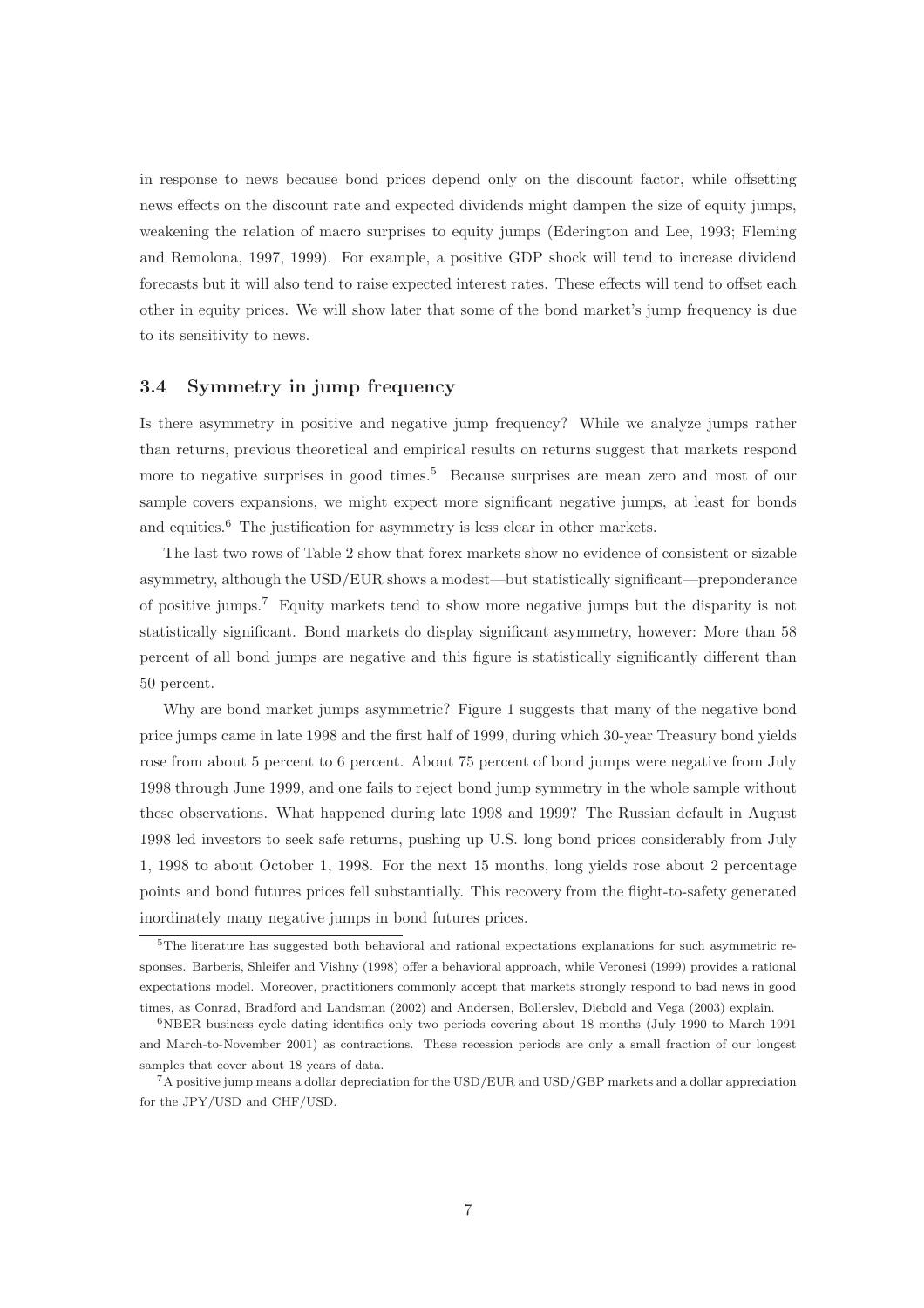in response to news because bond prices depend only on the discount factor, while offsetting news effects on the discount rate and expected dividends might dampen the size of equity jumps, weakening the relation of macro surprises to equity jumps (Ederington and Lee, 1993; Fleming and Remolona, 1997, 1999). For example, a positive GDP shock will tend to increase dividend forecasts but it will also tend to raise expected interest rates. These effects will tend to offset each other in equity prices. We will show later that some of the bond market's jump frequency is due to its sensitivity to news.

### 3.4 Symmetry in jump frequency

Is there asymmetry in positive and negative jump frequency? While we analyze jumps rather than returns, previous theoretical and empirical results on returns suggest that markets respond more to negative surprises in good times.[5] Because surprises are mean zero and most of our sample covers expansions, we might expect more significant negative jumps, at least for bonds and equities.[6] The justification for asymmetry is less clear in other markets.

The last two rows of Table 2 show that forex markets show no evidence of consistent or sizable asymmetry, although the USD/EUR shows a modest—but statistically significant—preponderance of positive jumps.[7] Equity markets tend to show more negative jumps but the disparity is not statistically significant. Bond markets do display significant asymmetry, however: More than 58 percent of all bond jumps are negative and this figure is statistically significantly different than 50 percent.

Why are bond market jumps asymmetric? Figure 1 suggests that many of the negative bond price jumps came in late 1998 and the first half of 1999, during which 30-year Treasury bond yields rose from about 5 percent to 6 percent. About 75 percent of bond jumps were negative from July 1998 through June 1999, and one fails to reject bond jump symmetry in the whole sample without these observations. What happened during late 1998 and 1999? The Russian default in August 1998 led investors to seek safe returns, pushing up U.S. long bond prices considerably from July 1, 1998 to about October 1, 1998. For the next 15 months, long yields rose about 2 percentage points and bond futures prices fell substantially. This recovery from the flight-to-safety generated inordinately many negative jumps in bond futures prices.

[5]The literature has suggested both behavioral and rational expectations explanations for such asymmetric responses. Barberis, Shleifer and Vishny (1998) offer a behavioral approach, while Veronesi (1999) provides a rational expectations model. Moreover, practitioners commonly accept that markets strongly respond to bad news in good times, as Conrad, Bradford and Landsman (2002) and Andersen, Bollerslev, Diebold and Vega (2003) explain.

[6]NBER business cycle dating identifies only two periods covering about 18 months (July 1990 to March 1991 and March-to-November 2001) as contractions. These recession periods are only a small fraction of our longest samples that cover about 18 years of data.

[7]A positive jump means a dollar depreciation for the USD/EUR and USD/GBP markets and a dollar appreciation for the JPY/USD and CHF/USD.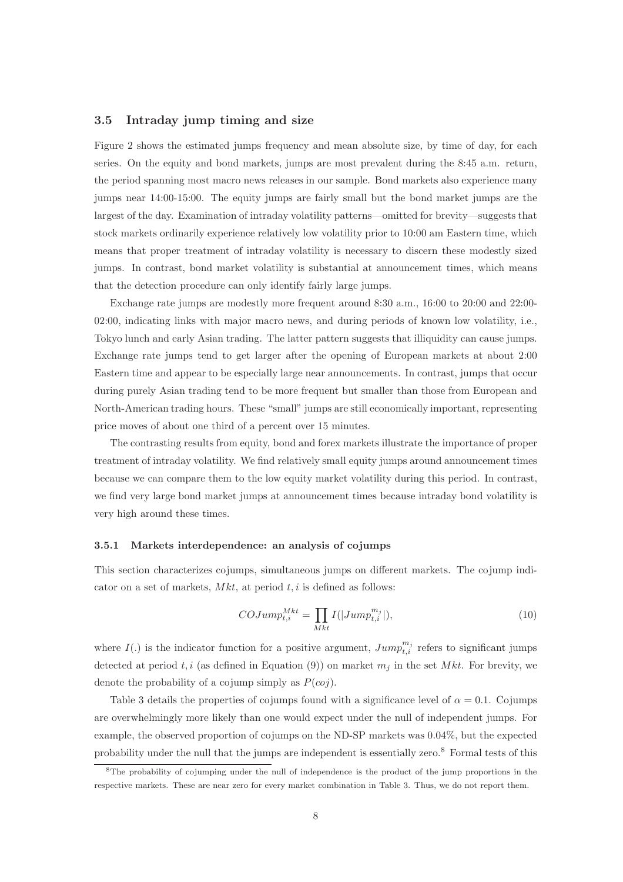### 3.5 Intraday jump timing and size

Figure 2 shows the estimated jumps frequency and mean absolute size, by time of day, for each series. On the equity and bond markets, jumps are most prevalent during the 8:45 a.m. return, the period spanning most macro news releases in our sample. Bond markets also experience many jumps near 14:00-15:00. The equity jumps are fairly small but the bond market jumps are the largest of the day. Examination of intraday volatility patterns—omitted for brevity—suggests that stock markets ordinarily experience relatively low volatility prior to 10:00 am Eastern time, which means that proper treatment of intraday volatility is necessary to discern these modestly sized jumps. In contrast, bond market volatility is substantial at announcement times, which means that the detection procedure can only identify fairly large jumps.

Exchange rate jumps are modestly more frequent around 8:30 a.m., 16:00 to 20:00 and 22:00-02:00, indicating links with major macro news, and during periods of known low volatility, i.e., Tokyo lunch and early Asian trading. The latter pattern suggests that illiquidity can cause jumps. Exchange rate jumps tend to get larger after the opening of European markets at about 2:00 Eastern time and appear to be especially large near announcements. In contrast, jumps that occur during purely Asian trading tend to be more frequent but smaller than those from European and North-American trading hours. These "small" jumps are still economically important, representing price moves of about one third of a percent over 15 minutes.

The contrasting results from equity, bond and forex markets illustrate the importance of proper treatment of intraday volatility. We find relatively small equity jumps around announcement times because we can compare them to the low equity market volatility during this period. In contrast, we find very large bond market jumps at announcement times because intraday bond volatility is very high around these times.

#### 3.5.1 Markets interdependence: an analysis of cojumps

This section characterizes cojumps, simultaneous jumps on different markets. The cojump indicator on a set of markets, $Mkt$, at period $t, i$ is defined as follows:

$$COJump_{t,i}^{Mkt} = \prod_{Mkt} I(|Jump_{t,i}^{m_j}|), \tag{10}$$

where $I(.)$ is the indicator function for a positive argument, $Jump_{t,i}^{m_j}$ refers to significant jumps detected at period $t, i$ (as defined in Equation (9)) on market $m_j$ in the set $Mkt$. For brevity, we denote the probability of a cojump simply as $P(coj)$.

Table 3 details the properties of cojumps found with a significance level of $\alpha = 0.1$. Cojumps are overwhelmingly more likely than one would expect under the null of independent jumps. For example, the observed proportion of cojumps on the ND-SP markets was 0.04%, but the expected probability under the null that the jumps are independent is essentially zero.[8] Formal tests of this

[8] The probability of cojumping under the null of independence is the product of the jump proportions in the respective markets. These are near zero for every market combination in Table 3. Thus, we do not report them.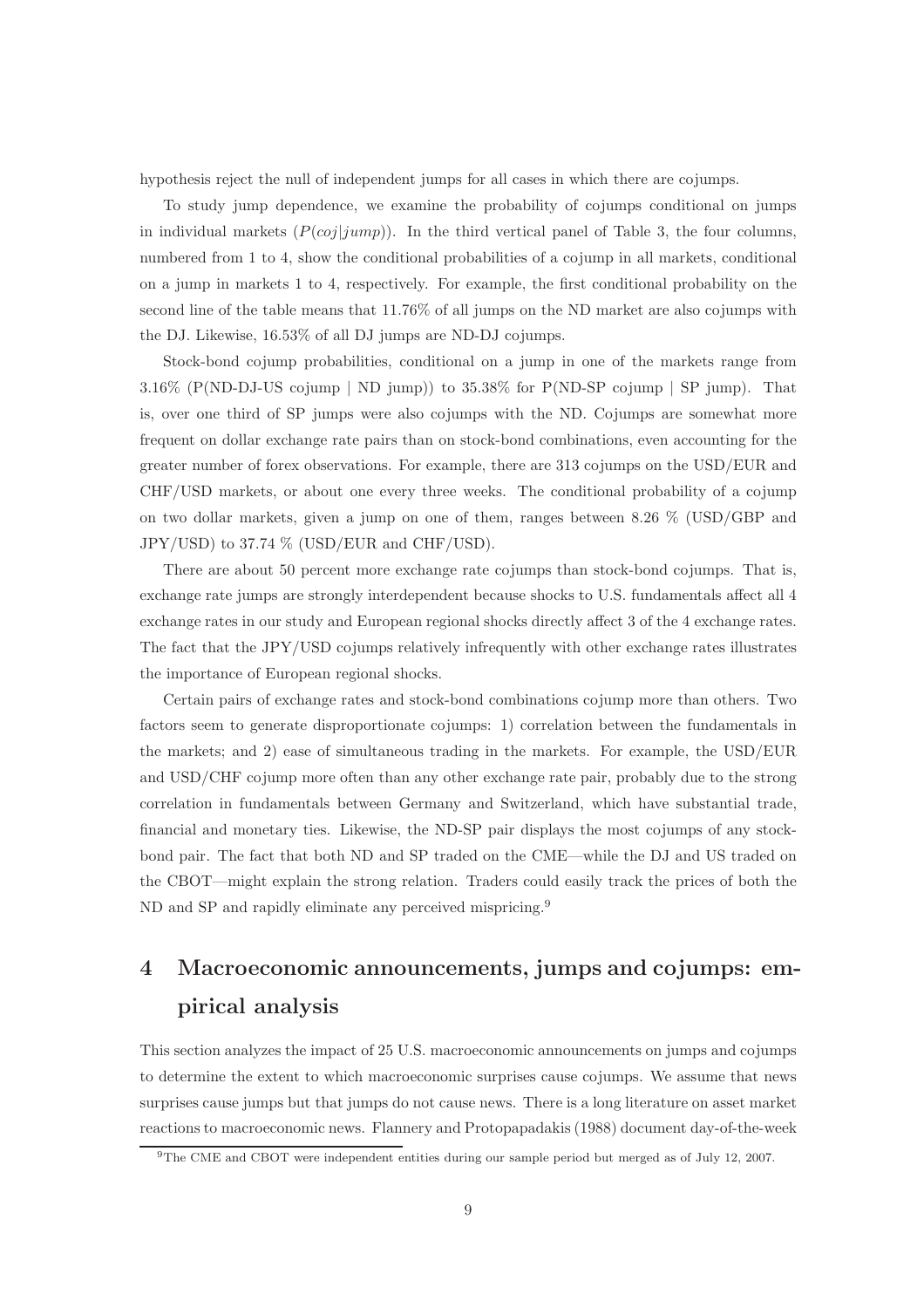hypothesis reject the null of independent jumps for all cases in which there are cojumps.

To study jump dependence, we examine the probability of cojumps conditional on jumps in individual markets ($P(coj|jump)$). In the third vertical panel of Table 3, the four columns, numbered from 1 to 4, show the conditional probabilities of a cojump in all markets, conditional on a jump in markets 1 to 4, respectively. For example, the first conditional probability on the second line of the table means that 11.76% of all jumps on the ND market are also cojumps with the DJ. Likewise, 16.53% of all DJ jumps are ND-DJ cojumps.

Stock-bond cojump probabilities, conditional on a jump in one of the markets range from 3.16% (P(ND-DJ-US cojump | ND jump)) to 35.38% for P(ND-SP cojump | SP jump). That is, over one third of SP jumps were also cojumps with the ND. Cojumps are somewhat more frequent on dollar exchange rate pairs than on stock-bond combinations, even accounting for the greater number of forex observations. For example, there are 313 cojumps on the USD/EUR and CHF/USD markets, or about one every three weeks. The conditional probability of a cojump on two dollar markets, given a jump on one of them, ranges between 8.26 % (USD/GBP and JPY/USD) to 37.74 % (USD/EUR and CHF/USD).

There are about 50 percent more exchange rate cojumps than stock-bond cojumps. That is, exchange rate jumps are strongly interdependent because shocks to U.S. fundamentals affect all 4 exchange rates in our study and European regional shocks directly affect 3 of the 4 exchange rates. The fact that the JPY/USD cojumps relatively infrequently with other exchange rates illustrates the importance of European regional shocks.

Certain pairs of exchange rates and stock-bond combinations cojump more than others. Two factors seem to generate disproportionate cojumps: 1) correlation between the fundamentals in the markets; and 2) ease of simultaneous trading in the markets. For example, the USD/EUR and USD/CHF cojump more often than any other exchange rate pair, probably due to the strong correlation in fundamentals between Germany and Switzerland, which have substantial trade, financial and monetary ties. Likewise, the ND-SP pair displays the most cojumps of any stock-bond pair. The fact that both ND and SP traded on the CME—while the DJ and US traded on the CBOT—might explain the strong relation. Traders could easily track the prices of both the ND and SP and rapidly eliminate any perceived mispricing.[9]

# 4 Macroeconomic announcements, jumps and cojumps: empirical analysis

This section analyzes the impact of 25 U.S. macroeconomic announcements on jumps and cojumps to determine the extent to which macroeconomic surprises cause cojumps. We assume that news surprises cause jumps but that jumps do not cause news. There is a long literature on asset market reactions to macroeconomic news. Flannery and Protopapadakis (1988) document day-of-the-week

[9]The CME and CBOT were independent entities during our sample period but merged as of July 12, 2007.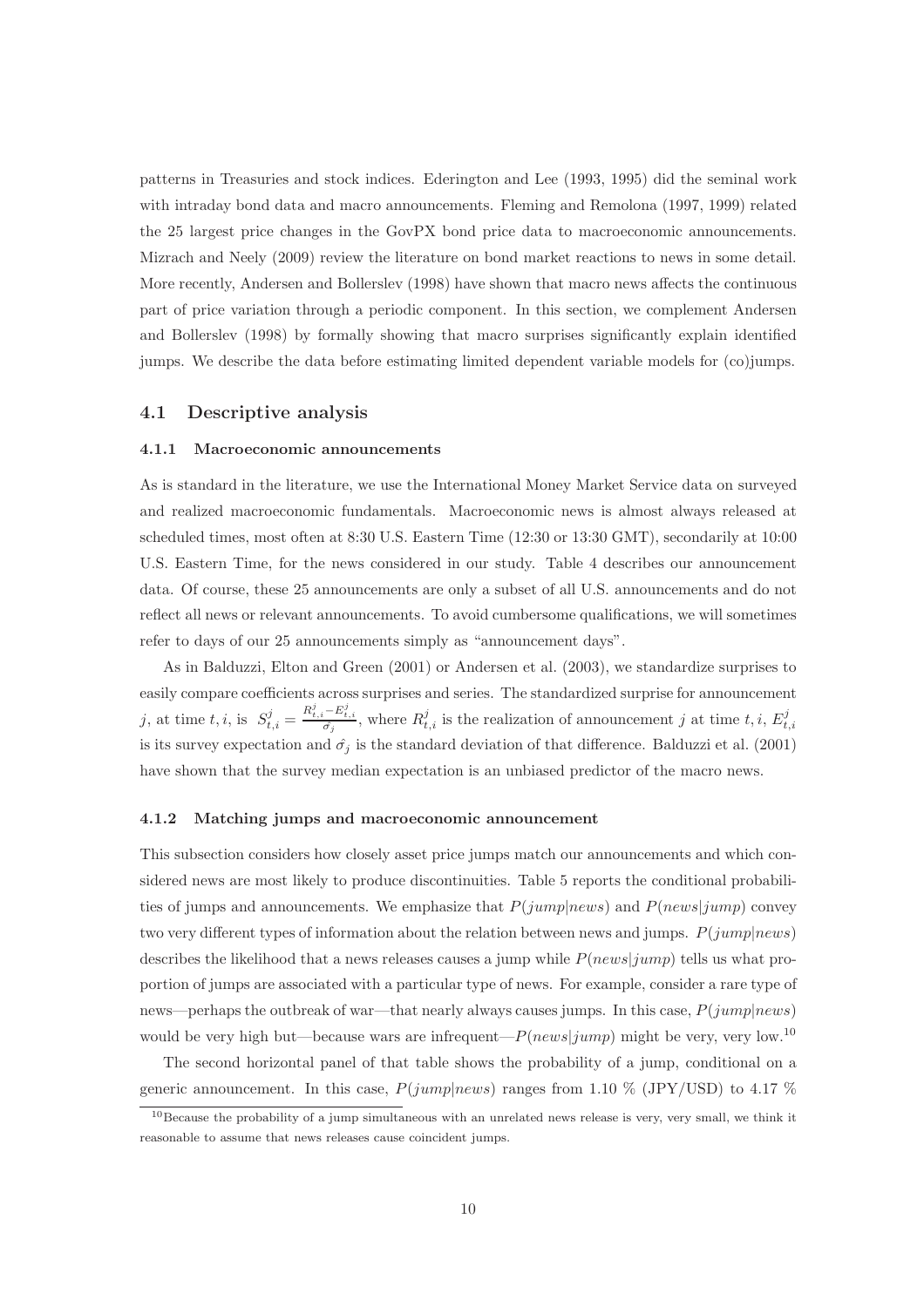patterns in Treasuries and stock indices. Ederington and Lee (1993, 1995) did the seminal work with intraday bond data and macro announcements. Fleming and Remolona (1997, 1999) related the 25 largest price changes in the GovPX bond price data to macroeconomic announcements. Mizrach and Neely (2009) review the literature on bond market reactions to news in some detail. More recently, Andersen and Bollerslev (1998) have shown that macro news affects the continuous part of price variation through a periodic component. In this section, we complement Andersen and Bollerslev (1998) by formally showing that macro surprises significantly explain identified jumps. We describe the data before estimating limited dependent variable models for (co)jumps.

## 4.1 Descriptive analysis

### 4.1.1 Macroeconomic announcements

As is standard in the literature, we use the International Money Market Service data on surveyed and realized macroeconomic fundamentals. Macroeconomic news is almost always released at scheduled times, most often at 8:30 U.S. Eastern Time (12:30 or 13:30 GMT), secondarily at 10:00 U.S. Eastern Time, for the news considered in our study. Table 4 describes our announcement data. Of course, these 25 announcements are only a subset of all U.S. announcements and do not reflect all news or relevant announcements. To avoid cumbersome qualifications, we will sometimes refer to days of our 25 announcements simply as "announcement days".

As in Balduzzi, Elton and Green (2001) or Andersen et al. (2003), we standardize surprises to easily compare coefficients across surprises and series. The standardized surprise for announcement $j$, at time $t, i$, is $S^j_{t,i} = \frac{R^j_{t,i} - E^j_{t,i}}{\hat{\sigma}_j}$, where $R^j_{t,i}$ is the realization of announcement $j$ at time $t, i$, $E^j_{t,i}$ is its survey expectation and $\hat{\sigma}_j$ is the standard deviation of that difference. Balduzzi et al. (2001) have shown that the survey median expectation is an unbiased predictor of the macro news.

### 4.1.2 Matching jumps and macroeconomic announcement

This subsection considers how closely asset price jumps match our announcements and which considered news are most likely to produce discontinuities. Table 5 reports the conditional probabilities of jumps and announcements. We emphasize that $P(jump|news)$ and $P(news|jump)$ convey two very different types of information about the relation between news and jumps. $P(jump|news)$ describes the likelihood that a news releases causes a jump while $P(news|jump)$ tells us what proportion of jumps are associated with a particular type of news. For example, consider a rare type of news—perhaps the outbreak of war—that nearly always causes jumps. In this case, $P(jump|news)$ would be very high but—because wars are infrequent—$P(news|jump)$ might be very, very low.[10]

The second horizontal panel of that table shows the probability of a jump, conditional on a generic announcement. In this case, $P(jump|news)$ ranges from 1.10 % (JPY/USD) to 4.17 %

[10] Because the probability of a jump simultaneous with an unrelated news release is very, very small, we think it reasonable to assume that news releases cause coincident jumps.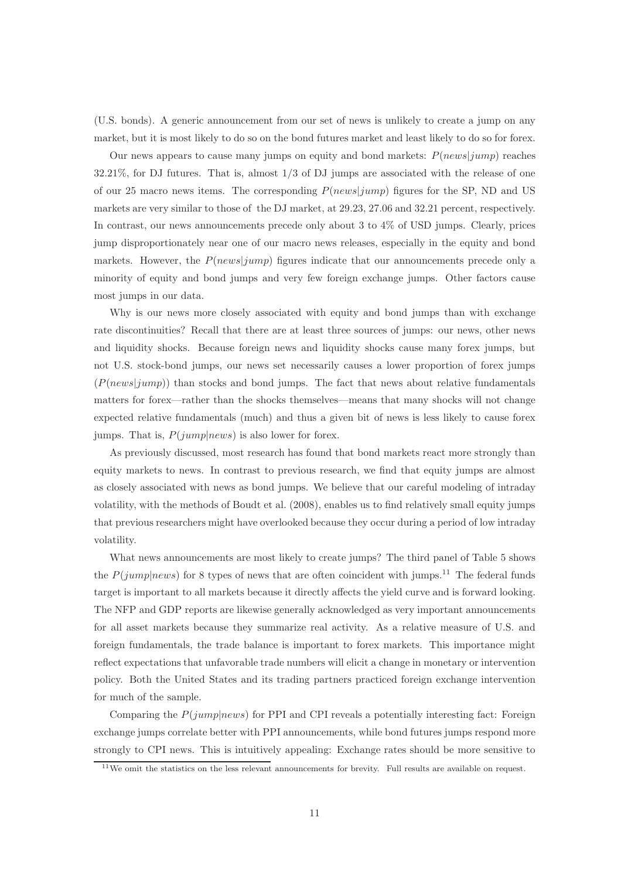(U.S. bonds). A generic announcement from our set of news is unlikely to create a jump on any market, but it is most likely to do so on the bond futures market and least likely to do so for forex.

Our news appears to cause many jumps on equity and bond markets: $P(news|jump)$ reaches 32.21%, for DJ futures. That is, almost 1/3 of DJ jumps are associated with the release of one of our 25 macro news items. The corresponding $P(news|jump)$ figures for the SP, ND and US markets are very similar to those of the DJ market, at 29.23, 27.06 and 32.21 percent, respectively. In contrast, our news announcements precede only about 3 to 4% of USD jumps. Clearly, prices jump disproportionately near one of our macro news releases, especially in the equity and bond markets. However, the $P(news|jump)$ figures indicate that our announcements precede only a minority of equity and bond jumps and very few foreign exchange jumps. Other factors cause most jumps in our data.

Why is our news more closely associated with equity and bond jumps than with exchange rate discontinuities? Recall that there are at least three sources of jumps: our news, other news and liquidity shocks. Because foreign news and liquidity shocks cause many forex jumps, but not U.S. stock-bond jumps, our news set necessarily causes a lower proportion of forex jumps ($P(news|jump)$) than stocks and bond jumps. The fact that news about relative fundamentals matters for forex—rather than the shocks themselves—means that many shocks will not change expected relative fundamentals (much) and thus a given bit of news is less likely to cause forex jumps. That is, $P(jump|news)$ is also lower for forex.

As previously discussed, most research has found that bond markets react more strongly than equity markets to news. In contrast to previous research, we find that equity jumps are almost as closely associated with news as bond jumps. We believe that our careful modeling of intraday volatility, with the methods of Boudt et al. (2008), enables us to find relatively small equity jumps that previous researchers might have overlooked because they occur during a period of low intraday volatility.

What news announcements are most likely to create jumps? The third panel of Table 5 shows the $P(jump|news)$ for 8 types of news that are often coincident with jumps.[11] The federal funds target is important to all markets because it directly affects the yield curve and is forward looking. The NFP and GDP reports are likewise generally acknowledged as very important announcements for all asset markets because they summarize real activity. As a relative measure of U.S. and foreign fundamentals, the trade balance is important to forex markets. This importance might reflect expectations that unfavorable trade numbers will elicit a change in monetary or intervention policy. Both the United States and its trading partners practiced foreign exchange intervention for much of the sample.

Comparing the $P(jump|news)$ for PPI and CPI reveals a potentially interesting fact: Foreign exchange jumps correlate better with PPI announcements, while bond futures jumps respond more strongly to CPI news. This is intuitively appealing: Exchange rates should be more sensitive to

[11] We omit the statistics on the less relevant announcements for brevity. Full results are available on request.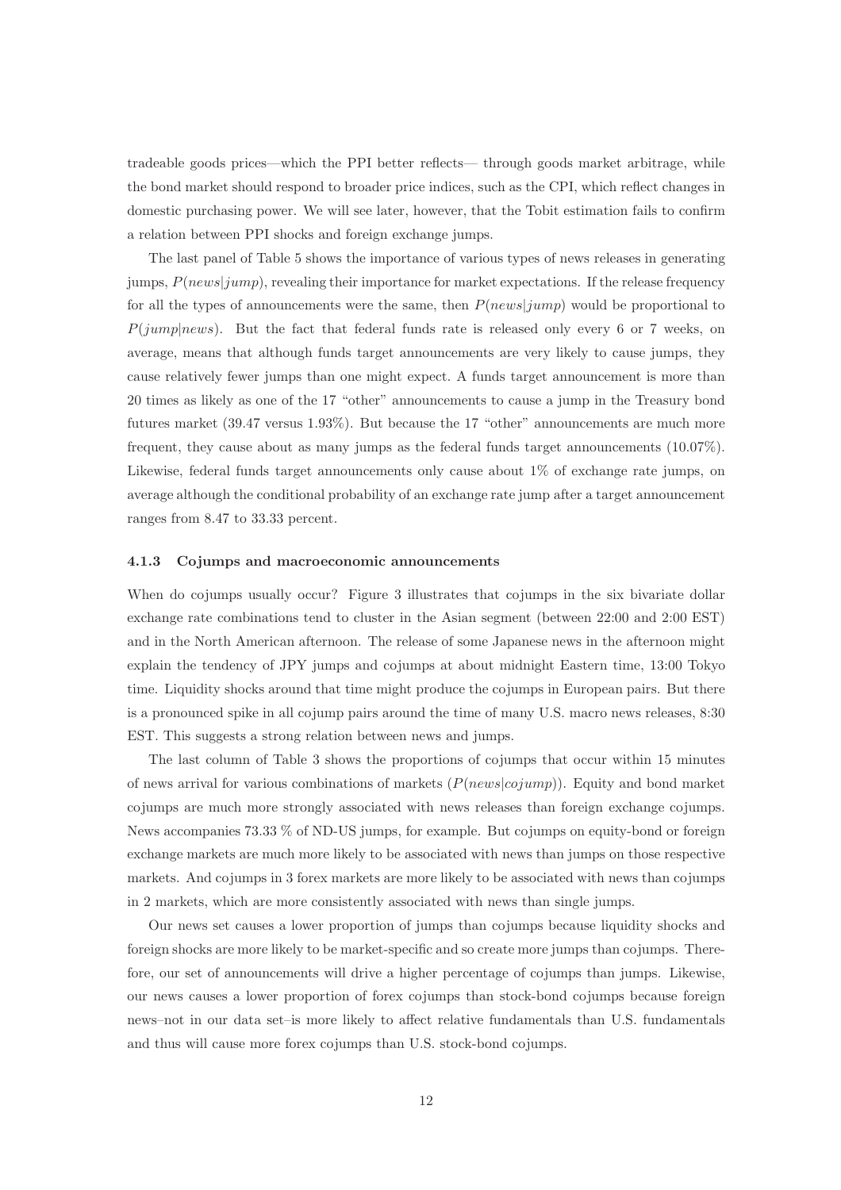tradeable goods prices—which the PPI better reflects— through goods market arbitrage, while the bond market should respond to broader price indices, such as the CPI, which reflect changes in domestic purchasing power. We will see later, however, that the Tobit estimation fails to confirm a relation between PPI shocks and foreign exchange jumps.

The last panel of Table 5 shows the importance of various types of news releases in generating jumps, $P(news|jump)$, revealing their importance for market expectations. If the release frequency for all the types of announcements were the same, then $P(news|jump)$ would be proportional to $P(jump|news)$. But the fact that federal funds rate is released only every 6 or 7 weeks, on average, means that although funds target announcements are very likely to cause jumps, they cause relatively fewer jumps than one might expect. A funds target announcement is more than 20 times as likely as one of the 17 "other" announcements to cause a jump in the Treasury bond futures market (39.47 versus 1.93%). But because the 17 "other" announcements are much more frequent, they cause about as many jumps as the federal funds target announcements (10.07%). Likewise, federal funds target announcements only cause about 1% of exchange rate jumps, on average although the conditional probability of an exchange rate jump after a target announcement ranges from 8.47 to 33.33 percent.

### 4.1.3 Cojumps and macroeconomic announcements

When do cojumps usually occur? Figure 3 illustrates that cojumps in the six bivariate dollar exchange rate combinations tend to cluster in the Asian segment (between 22:00 and 2:00 EST) and in the North American afternoon. The release of some Japanese news in the afternoon might explain the tendency of JPY jumps and cojumps at about midnight Eastern time, 13:00 Tokyo time. Liquidity shocks around that time might produce the cojumps in European pairs. But there is a pronounced spike in all cojump pairs around the time of many U.S. macro news releases, 8:30 EST. This suggests a strong relation between news and jumps.

The last column of Table 3 shows the proportions of cojumps that occur within 15 minutes of news arrival for various combinations of markets ($P(news|cojump)$). Equity and bond market cojumps are much more strongly associated with news releases than foreign exchange cojumps. News accompanies 73.33 % of ND-US jumps, for example. But cojumps on equity-bond or foreign exchange markets are much more likely to be associated with news than jumps on those respective markets. And cojumps in 3 forex markets are more likely to be associated with news than cojumps in 2 markets, which are more consistently associated with news than single jumps.

Our news set causes a lower proportion of jumps than cojumps because liquidity shocks and foreign shocks are more likely to be market-specific and so create more jumps than cojumps. Therefore, our set of announcements will drive a higher percentage of cojumps than jumps. Likewise, our news causes a lower proportion of forex cojumps than stock-bond cojumps because foreign news–not in our data set–is more likely to affect relative fundamentals than U.S. fundamentals and thus will cause more forex cojumps than U.S. stock-bond cojumps.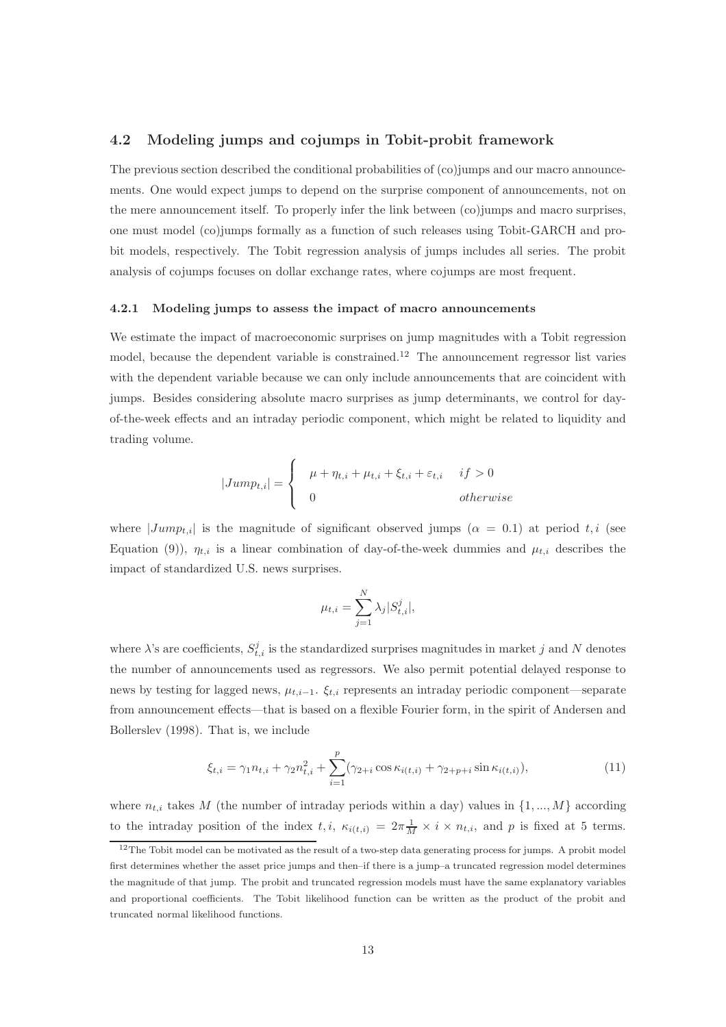### 4.2 Modeling jumps and cojumps in Tobit-probit framework

The previous section described the conditional probabilities of (co)jumps and our macro announcements. One would expect jumps to depend on the surprise component of announcements, not on the mere announcement itself. To properly infer the link between (co)jumps and macro surprises, one must model (co)jumps formally as a function of such releases using Tobit-GARCH and probit models, respectively. The Tobit regression analysis of jumps includes all series. The probit analysis of cojumps focuses on dollar exchange rates, where cojumps are most frequent.

#### 4.2.1 Modeling jumps to assess the impact of macro announcements

We estimate the impact of macroeconomic surprises on jump magnitudes with a Tobit regression model, because the dependent variable is constrained.[12] The announcement regressor list varies with the dependent variable because we can only include announcements that are coincident with jumps. Besides considering absolute macro surprises as jump determinants, we control for day-of-the-week effects and an intraday periodic component, which might be related to liquidity and trading volume.

$$|Jump_{t,i}| = \begin{cases} \mu + \eta_{t,i} + \mu_{t,i} + \xi_{t,i} + \varepsilon_{t,i} & if > 0 \\ 0 & otherwise \end{cases}$$

where $|Jump_{t,i}|$ is the magnitude of significant observed jumps ($\alpha = 0.1$) at period $t, i$ (see Equation (9)), $\eta_{t,i}$ is a linear combination of day-of-the-week dummies and $\mu_{t,i}$ describes the impact of standardized U.S. news surprises.

$$\mu_{t,i} = \sum_{j=1}^{N} \lambda_j |S^j_{t,i}|,$$

where $\lambda$'s are coefficients, $S^j_{t,i}$ is the standardized surprises magnitudes in market $j$ and $N$ denotes the number of announcements used as regressors. We also permit potential delayed response to news by testing for lagged news, $\mu_{t,i-1}$. $\xi_{t,i}$ represents an intraday periodic component—separate from announcement effects—that is based on a flexible Fourier form, in the spirit of Andersen and Bollerslev (1998). That is, we include

$$\xi_{t,i} = \gamma_1 n_{t,i} + \gamma_2 n_{t,i}^2 + \sum_{i=1}^{p} (\gamma_{2+i} \cos \kappa_{i(t,i)} + \gamma_{2+p+i} \sin \kappa_{i(t,i)}), \tag{11}$$

where $n_{t,i}$ takes $M$ (the number of intraday periods within a day) values in $\{1, ..., M\}$ according to the intraday position of the index $t, i$, $\kappa_{i(t,i)} = 2\pi \frac{1}{M} \times i \times n_{t,i}$, and $p$ is fixed at 5 terms.

[12] The Tobit model can be motivated as the result of a two-step data generating process for jumps. A probit model first determines whether the asset price jumps and then–if there is a jump–a truncated regression model determines the magnitude of that jump. The probit and truncated regression models must have the same explanatory variables and proportional coefficients. The Tobit likelihood function can be written as the product of the probit and truncated normal likelihood functions.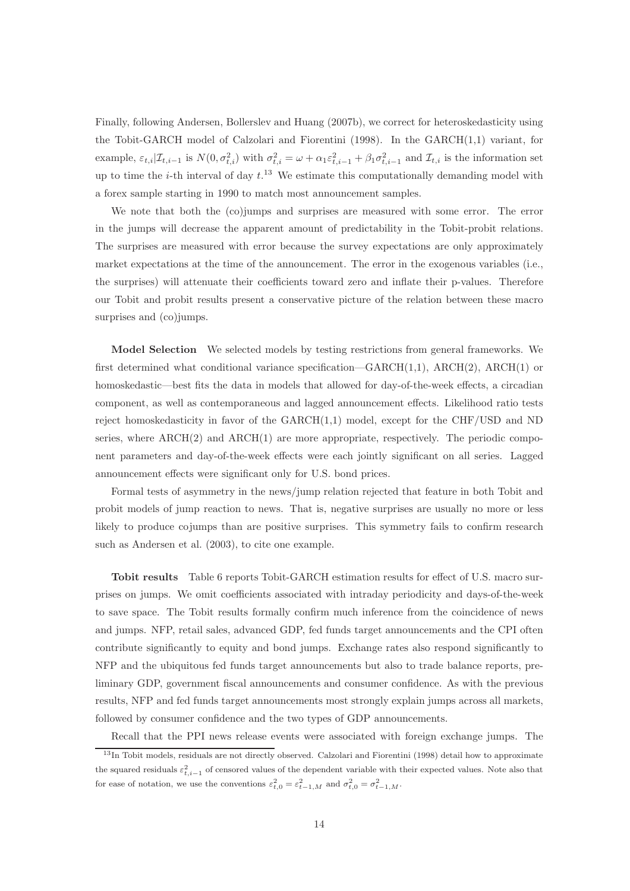Finally, following Andersen, Bollerslev and Huang (2007b), we correct for heteroskedasticity using the Tobit-GARCH model of Calzolari and Fiorentini (1998). In the GARCH(1,1) variant, for example, $\varepsilon_{t,i}|\mathcal{I}_{t,i-1}$ is $N(0, \sigma^2_{t,i})$ with $\sigma^2_{t,i} = \omega + \alpha_1 \varepsilon^2_{t,i-1} + \beta_1 \sigma^2_{t,i-1}$ and $\mathcal{I}_{t,i}$ is the information set up to time the $i$-th interval of day $t$.[13] We estimate this computationally demanding model with a forex sample starting in 1990 to match most announcement samples.

We note that both the (co)jumps and surprises are measured with some error. The error in the jumps will decrease the apparent amount of predictability in the Tobit-probit relations. The surprises are measured with error because the survey expectations are only approximately market expectations at the time of the announcement. The error in the exogenous variables (i.e., the surprises) will attenuate their coefficients toward zero and inflate their p-values. Therefore our Tobit and probit results present a conservative picture of the relation between these macro surprises and (co)jumps.

**Model Selection** We selected models by testing restrictions from general frameworks. We first determined what conditional variance specification—GARCH(1,1), ARCH(2), ARCH(1) or homoskedastic—best fits the data in models that allowed for day-of-the-week effects, a circadian component, as well as contemporaneous and lagged announcement effects. Likelihood ratio tests reject homoskedasticity in favor of the GARCH(1,1) model, except for the CHF/USD and ND series, where ARCH(2) and ARCH(1) are more appropriate, respectively. The periodic component parameters and day-of-the-week effects were each jointly significant on all series. Lagged announcement effects were significant only for U.S. bond prices.

Formal tests of asymmetry in the news/jump relation rejected that feature in both Tobit and probit models of jump reaction to news. That is, negative surprises are usually no more or less likely to produce cojumps than are positive surprises. This symmetry fails to confirm research such as Andersen et al. (2003), to cite one example.

**Tobit results** Table 6 reports Tobit-GARCH estimation results for effect of U.S. macro surprises on jumps. We omit coefficients associated with intraday periodicity and days-of-the-week to save space. The Tobit results formally confirm much inference from the coincidence of news and jumps. NFP, retail sales, advanced GDP, fed funds target announcements and the CPI often contribute significantly to equity and bond jumps. Exchange rates also respond significantly to NFP and the ubiquitous fed funds target announcements but also to trade balance reports, preliminary GDP, government fiscal announcements and consumer confidence. As with the previous results, NFP and fed funds target announcements most strongly explain jumps across all markets, followed by consumer confidence and the two types of GDP announcements.

Recall that the PPI news release events were associated with foreign exchange jumps. The

[13] In Tobit models, residuals are not directly observed. Calzolari and Fiorentini (1998) detail how to approximate the squared residuals $\varepsilon^2_{t,i-1}$ of censored values of the dependent variable with their expected values. Note also that for ease of notation, we use the conventions $\varepsilon^2_{t,0} = \varepsilon^2_{t-1,M}$ and $\sigma^2_{t,0} = \sigma^2_{t-1,M}$.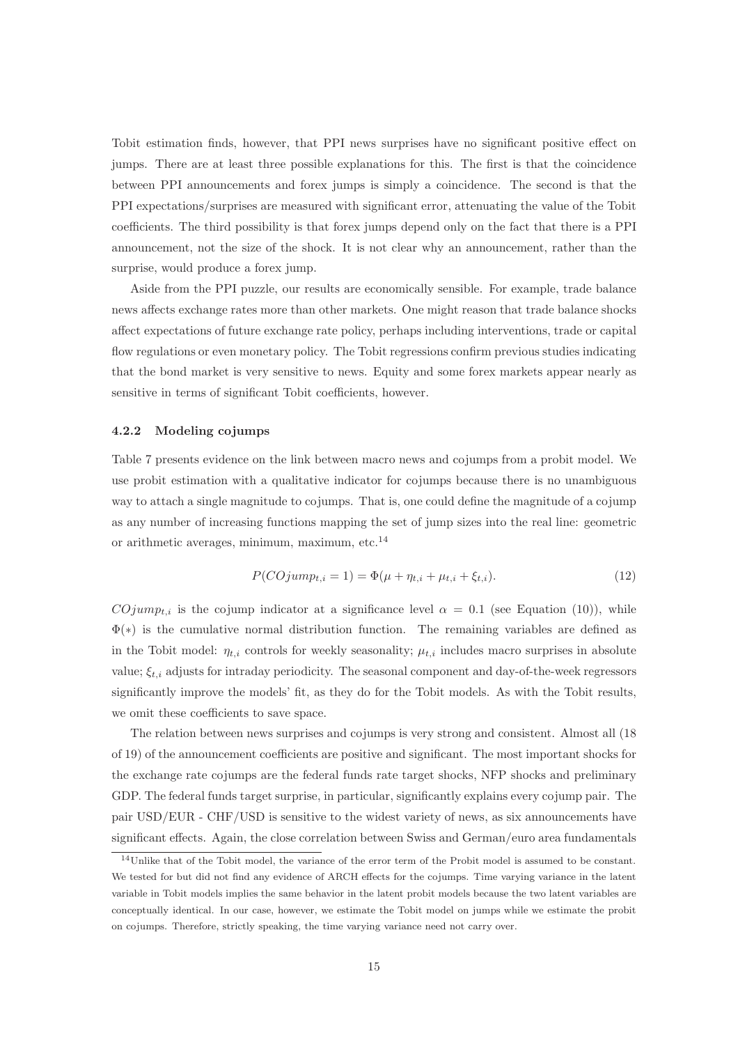Tobit estimation finds, however, that PPI news surprises have no significant positive effect on jumps. There are at least three possible explanations for this. The first is that the coincidence between PPI announcements and forex jumps is simply a coincidence. The second is that the PPI expectations/surprises are measured with significant error, attenuating the value of the Tobit coefficients. The third possibility is that forex jumps depend only on the fact that there is a PPI announcement, not the size of the shock. It is not clear why an announcement, rather than the surprise, would produce a forex jump.

Aside from the PPI puzzle, our results are economically sensible. For example, trade balance news affects exchange rates more than other markets. One might reason that trade balance shocks affect expectations of future exchange rate policy, perhaps including interventions, trade or capital flow regulations or even monetary policy. The Tobit regressions confirm previous studies indicating that the bond market is very sensitive to news. Equity and some forex markets appear nearly as sensitive in terms of significant Tobit coefficients, however.

#### 4.2.2 Modeling cojumps

Table 7 presents evidence on the link between macro news and cojumps from a probit model. We use probit estimation with a qualitative indicator for cojumps because there is no unambiguous way to attach a single magnitude to cojumps. That is, one could define the magnitude of a cojump as any number of increasing functions mapping the set of jump sizes into the real line: geometric or arithmetic averages, minimum, maximum, etc.[14]

$$P(COjump_{t,i} = 1) = \Phi(\mu + \eta_{t,i} + \mu_{t,i} + \xi_{t,i}). \tag{12}$$

$COjump_{t,i}$ is the cojump indicator at a significance level $\alpha = 0.1$ (see Equation (10)), while $\Phi(*)$ is the cumulative normal distribution function. The remaining variables are defined as in the Tobit model: $\eta_{t,i}$ controls for weekly seasonality; $\mu_{t,i}$ includes macro surprises in absolute value; $\xi_{t,i}$ adjusts for intraday periodicity. The seasonal component and day-of-the-week regressors significantly improve the models' fit, as they do for the Tobit models. As with the Tobit results, we omit these coefficients to save space.

The relation between news surprises and cojumps is very strong and consistent. Almost all (18 of 19) of the announcement coefficients are positive and significant. The most important shocks for the exchange rate cojumps are the federal funds rate target shocks, NFP shocks and preliminary GDP. The federal funds target surprise, in particular, significantly explains every cojump pair. The pair USD/EUR - CHF/USD is sensitive to the widest variety of news, as six announcements have significant effects. Again, the close correlation between Swiss and German/euro area fundamentals

[14] Unlike that of the Tobit model, the variance of the error term of the Probit model is assumed to be constant. We tested for but did not find any evidence of ARCH effects for the cojumps. Time varying variance in the latent variable in Tobit models implies the same behavior in the latent probit models because the two latent variables are conceptually identical. In our case, however, we estimate the Tobit model on jumps while we estimate the probit on cojumps. Therefore, strictly speaking, the time varying variance need not carry over.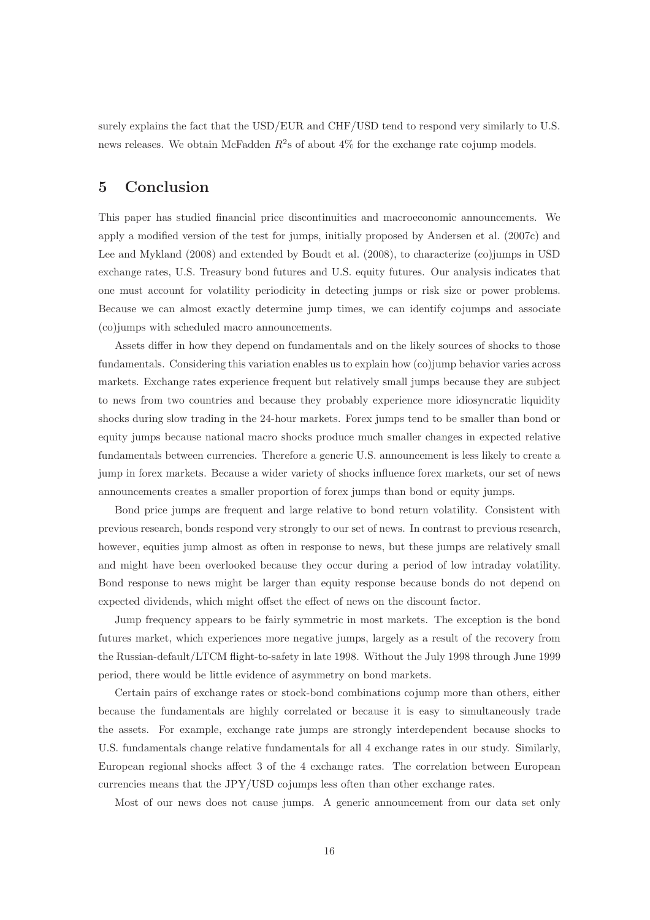surely explains the fact that the USD/EUR and CHF/USD tend to respond very similarly to U.S. news releases. We obtain McFadden $R^2$s of about 4% for the exchange rate cojump models.

# 5 Conclusion

This paper has studied financial price discontinuities and macroeconomic announcements. We apply a modified version of the test for jumps, initially proposed by Andersen et al. (2007c) and Lee and Mykland (2008) and extended by Boudt et al. (2008), to characterize (co)jumps in USD exchange rates, U.S. Treasury bond futures and U.S. equity futures. Our analysis indicates that one must account for volatility periodicity in detecting jumps or risk size or power problems. Because we can almost exactly determine jump times, we can identify cojumps and associate (co)jumps with scheduled macro announcements.

Assets differ in how they depend on fundamentals and on the likely sources of shocks to those fundamentals. Considering this variation enables us to explain how (co)jump behavior varies across markets. Exchange rates experience frequent but relatively small jumps because they are subject to news from two countries and because they probably experience more idiosyncratic liquidity shocks during slow trading in the 24-hour markets. Forex jumps tend to be smaller than bond or equity jumps because national macro shocks produce much smaller changes in expected relative fundamentals between currencies. Therefore a generic U.S. announcement is less likely to create a jump in forex markets. Because a wider variety of shocks influence forex markets, our set of news announcements creates a smaller proportion of forex jumps than bond or equity jumps.

Bond price jumps are frequent and large relative to bond return volatility. Consistent with previous research, bonds respond very strongly to our set of news. In contrast to previous research, however, equities jump almost as often in response to news, but these jumps are relatively small and might have been overlooked because they occur during a period of low intraday volatility. Bond response to news might be larger than equity response because bonds do not depend on expected dividends, which might offset the effect of news on the discount factor.

Jump frequency appears to be fairly symmetric in most markets. The exception is the bond futures market, which experiences more negative jumps, largely as a result of the recovery from the Russian-default/LTCM flight-to-safety in late 1998. Without the July 1998 through June 1999 period, there would be little evidence of asymmetry on bond markets.

Certain pairs of exchange rates or stock-bond combinations cojump more than others, either because the fundamentals are highly correlated or because it is easy to simultaneously trade the assets. For example, exchange rate jumps are strongly interdependent because shocks to U.S. fundamentals change relative fundamentals for all 4 exchange rates in our study. Similarly, European regional shocks affect 3 of the 4 exchange rates. The correlation between European currencies means that the JPY/USD cojumps less often than other exchange rates.

Most of our news does not cause jumps. A generic announcement from our data set only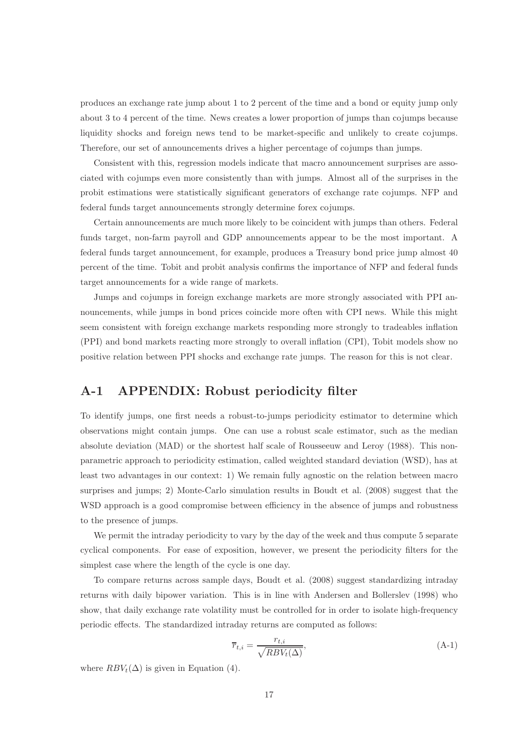produces an exchange rate jump about 1 to 2 percent of the time and a bond or equity jump only about 3 to 4 percent of the time. News creates a lower proportion of jumps than cojumps because liquidity shocks and foreign news tend to be market-specific and unlikely to create cojumps. Therefore, our set of announcements drives a higher percentage of cojumps than jumps.

Consistent with this, regression models indicate that macro announcement surprises are associated with cojumps even more consistently than with jumps. Almost all of the surprises in the probit estimations were statistically significant generators of exchange rate cojumps. NFP and federal funds target announcements strongly determine forex cojumps.

Certain announcements are much more likely to be coincident with jumps than others. Federal funds target, non-farm payroll and GDP announcements appear to be the most important. A federal funds target announcement, for example, produces a Treasury bond price jump almost 40 percent of the time. Tobit and probit analysis confirms the importance of NFP and federal funds target announcements for a wide range of markets.

Jumps and cojumps in foreign exchange markets are more strongly associated with PPI announcements, while jumps in bond prices coincide more often with CPI news. While this might seem consistent with foreign exchange markets responding more strongly to tradeables inflation (PPI) and bond markets reacting more strongly to overall inflation (CPI), Tobit models show no positive relation between PPI shocks and exchange rate jumps. The reason for this is not clear.

## A-1 APPENDIX: Robust periodicity filter

To identify jumps, one first needs a robust-to-jumps periodicity estimator to determine which observations might contain jumps. One can use a robust scale estimator, such as the median absolute deviation (MAD) or the shortest half scale of Rousseeuw and Leroy (1988). This non-parametric approach to periodicity estimation, called weighted standard deviation (WSD), has at least two advantages in our context: 1) We remain fully agnostic on the relation between macro surprises and jumps; 2) Monte-Carlo simulation results in Boudt et al. (2008) suggest that the WSD approach is a good compromise between efficiency in the absence of jumps and robustness to the presence of jumps.

We permit the intraday periodicity to vary by the day of the week and thus compute 5 separate cyclical components. For ease of exposition, however, we present the periodicity filters for the simplest case where the length of the cycle is one day.

To compare returns across sample days, Boudt et al. (2008) suggest standardizing intraday returns with daily bipower variation. This is in line with Andersen and Bollerslev (1998) who show, that daily exchange rate volatility must be controlled for in order to isolate high-frequency periodic effects. The standardized intraday returns are computed as follows:

$$\overline{r}_{t,i} = \frac{r_{t,i}}{\sqrt{RBV_t(\Delta)}}, \tag{A-1}$$

where $RBV_t(\Delta)$ is given in Equation (4).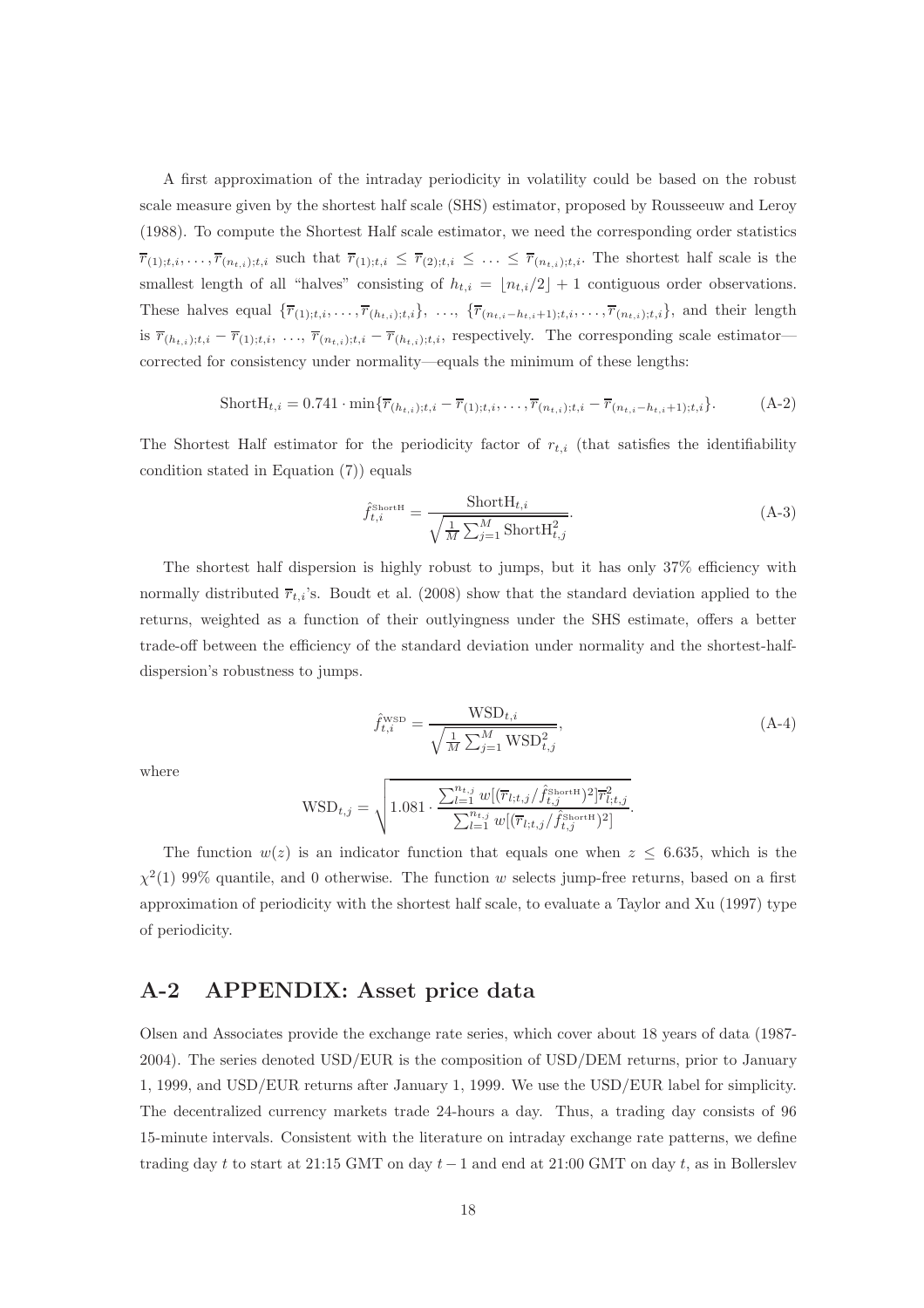A first approximation of the intraday periodicity in volatility could be based on the robust scale measure given by the shortest half scale (SHS) estimator, proposed by Rousseeuw and Leroy (1988). To compute the Shortest Half scale estimator, we need the corresponding order statistics $\overline{r}_{(1);t,i}, \ldots, \overline{r}_{(n_{t,i});t,i}$ such that $\overline{r}_{(1);t,i} \leq \overline{r}_{(2);t,i} \leq \ldots \leq \overline{r}_{(n_{t,i});t,i}$. The shortest half scale is the smallest length of all "halves" consisting of $h_{t,i} = \lfloor n_{t,i}/2 \rfloor + 1$ contiguous order observations. These halves equal $\{\overline{r}_{(1);t,i}, \ldots, \overline{r}_{(h_{t,i});t,i}\}$, ..., $\{\overline{r}_{(n_{t,i}-h_{t,i}+1);t,i}, \ldots, \overline{r}_{(n_{t,i});t,i}\}$, and their length is $\overline{r}_{(h_{t,i});t,i} - \overline{r}_{(1);t,i}$, ..., $\overline{r}_{(n_{t,i});t,i} - \overline{r}_{(h_{t,i});t,i}$, respectively. The corresponding scale estimator—corrected for consistency under normality—equals the minimum of these lengths:

$$\text{ShortH}_{t,i} = 0.741 \cdot \min\{\overline{r}_{(h_{t,i});t,i} - \overline{r}_{(1);t,i}, \ldots, \overline{r}_{(n_{t,i});t,i} - \overline{r}_{(n_{t,i}-h_{t,i}+1);t,i}\}. \tag{A-2}$$

The Shortest Half estimator for the periodicity factor of $r_{t,i}$ (that satisfies the identifiability condition stated in Equation (7)) equals

$$\hat{f}_{t,i}^{\text{ShortH}} = \frac{\text{ShortH}_{t,i}}{\sqrt{\frac{1}{M}\sum_{j=1}^{M}\text{ShortH}_{t,j}^2}}. \tag{A-3}$$

The shortest half dispersion is highly robust to jumps, but it has only 37% efficiency with normally distributed $\overline{r}_{t,i}$'s. Boudt et al. (2008) show that the standard deviation applied to the returns, weighted as a function of their outlyingness under the SHS estimate, offers a better trade-off between the efficiency of the standard deviation under normality and the shortest-half-dispersion's robustness to jumps.

$$\hat{f}_{t,i}^{\text{WSD}} = \frac{\text{WSD}_{t,i}}{\sqrt{\frac{1}{M}\sum_{j=1}^{M}\text{WSD}_{t,j}^2}}, \tag{A-4}$$

where

$$\text{WSD}_{t,j} = \sqrt{1.081 \cdot \frac{\sum_{l=1}^{n_{t,j}} w[(\overline{r}_{l;t,j}/\hat{f}_{t,j}^{\text{ShortH}})^2]\overline{r}_{l;t,j}^2}{\sum_{l=1}^{n_{t,j}} w[(\overline{r}_{l;t,j}/\hat{f}_{t,j}^{\text{ShortH}})^2]}}.$$

The function $w(z)$ is an indicator function that equals one when $z \leq 6.635$, which is the $\chi^2(1)$ 99% quantile, and 0 otherwise. The function $w$ selects jump-free returns, based on a first approximation of periodicity with the shortest half scale, to evaluate a Taylor and Xu (1997) type of periodicity.

## A-2 APPENDIX: Asset price data

Olsen and Associates provide the exchange rate series, which cover about 18 years of data (1987-2004). The series denoted USD/EUR is the composition of USD/DEM returns, prior to January 1, 1999, and USD/EUR returns after January 1, 1999. We use the USD/EUR label for simplicity. The decentralized currency markets trade 24-hours a day. Thus, a trading day consists of 96 15-minute intervals. Consistent with the literature on intraday exchange rate patterns, we define trading day $t$ to start at 21:15 GMT on day $t-1$ and end at 21:00 GMT on day $t$, as in Bollerslev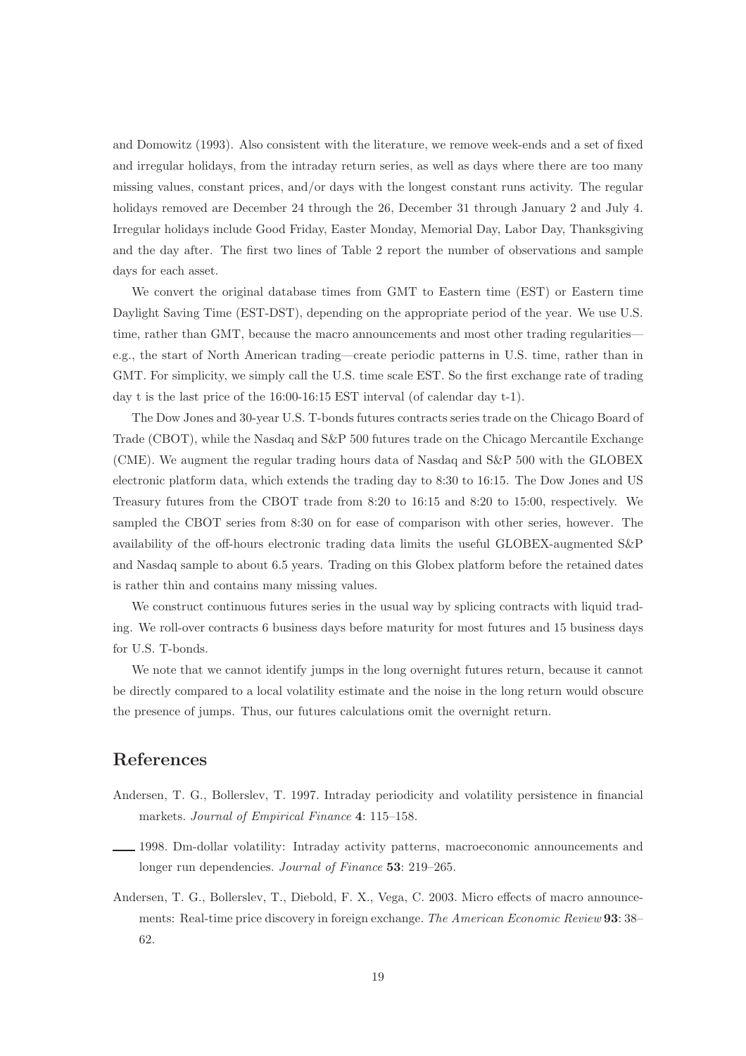and Domowitz (1993). Also consistent with the literature, we remove week-ends and a set of fixed and irregular holidays, from the intraday return series, as well as days where there are too many missing values, constant prices, and/or days with the longest constant runs activity. The regular holidays removed are December 24 through the 26, December 31 through January 2 and July 4. Irregular holidays include Good Friday, Easter Monday, Memorial Day, Labor Day, Thanksgiving and the day after. The first two lines of Table 2 report the number of observations and sample days for each asset.

We convert the original database times from GMT to Eastern time (EST) or Eastern time Daylight Saving Time (EST-DST), depending on the appropriate period of the year. We use U.S. time, rather than GMT, because the macro announcements and most other trading regularities—e.g., the start of North American trading—create periodic patterns in U.S. time, rather than in GMT. For simplicity, we simply call the U.S. time scale EST. So the first exchange rate of trading day t is the last price of the 16:00-16:15 EST interval (of calendar day t-1).

The Dow Jones and 30-year U.S. T-bonds futures contracts series trade on the Chicago Board of Trade (CBOT), while the Nasdaq and S&P 500 futures trade on the Chicago Mercantile Exchange (CME). We augment the regular trading hours data of Nasdaq and S&P 500 with the GLOBEX electronic platform data, which extends the trading day to 8:30 to 16:15. The Dow Jones and US Treasury futures from the CBOT trade from 8:20 to 16:15 and 8:20 to 15:00, respectively. We sampled the CBOT series from 8:30 on for ease of comparison with other series, however. The availability of the off-hours electronic trading data limits the useful GLOBEX-augmented S&P and Nasdaq sample to about 6.5 years. Trading on this Globex platform before the retained dates is rather thin and contains many missing values.

We construct continuous futures series in the usual way by splicing contracts with liquid trading. We roll-over contracts 6 business days before maturity for most futures and 15 business days for U.S. T-bonds.

We note that we cannot identify jumps in the long overnight futures return, because it cannot be directly compared to a local volatility estimate and the noise in the long return would obscure the presence of jumps. Thus, our futures calculations omit the overnight return.

## References

Andersen, T. G., Bollerslev, T. 1997. Intraday periodicity and volatility persistence in financial markets. *Journal of Empirical Finance* **4**: 115–158.

—— 1998. Dm-dollar volatility: Intraday activity patterns, macroeconomic announcements and longer run dependencies. *Journal of Finance* **53**: 219–265.

Andersen, T. G., Bollerslev, T., Diebold, F. X., Vega, C. 2003. Micro effects of macro announcements: Real-time price discovery in foreign exchange. *The American Economic Review* **93**: 38–62.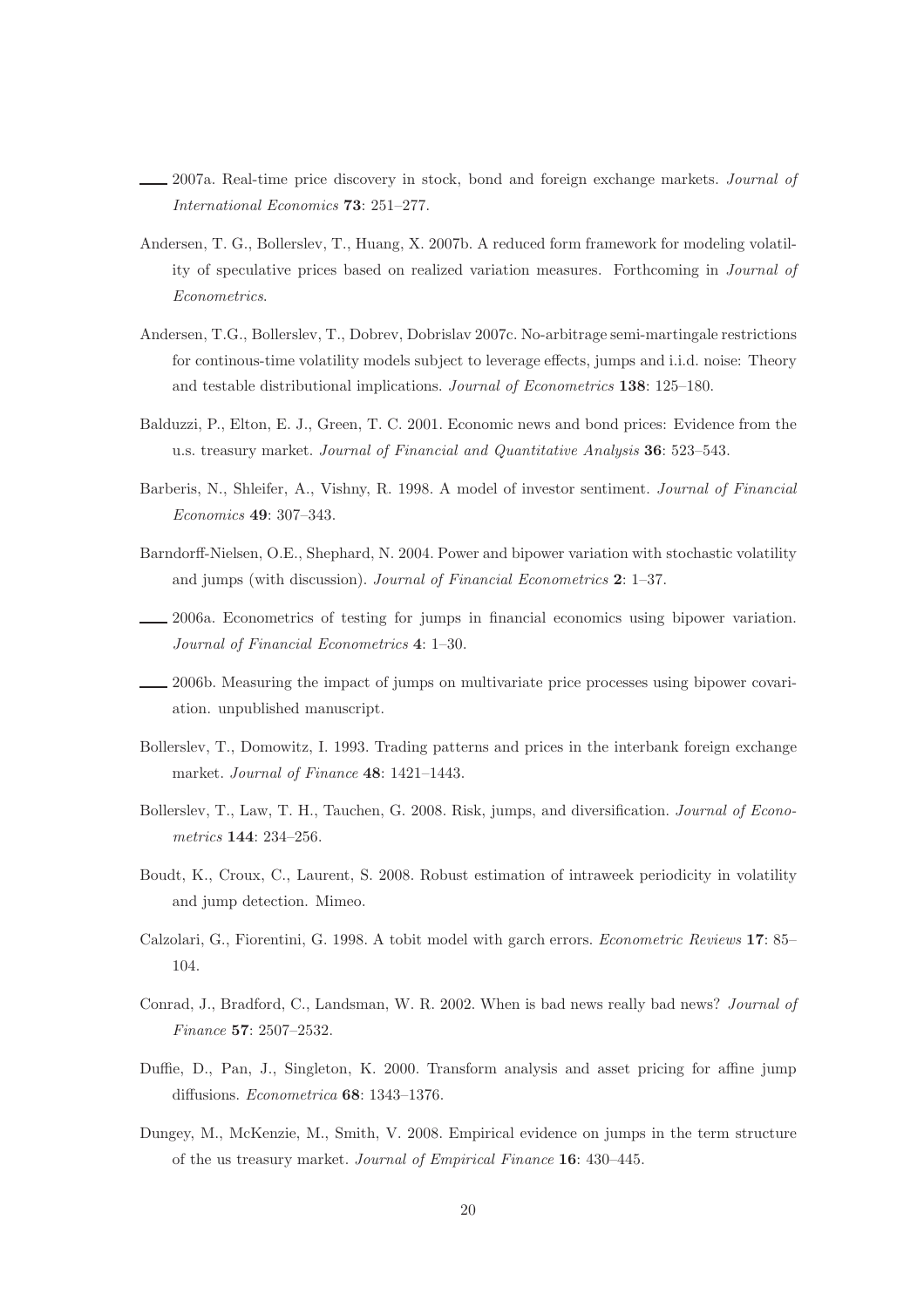——— 2007a. Real-time price discovery in stock, bond and foreign exchange markets. *Journal of International Economics* **73**: 251–277.

Andersen, T. G., Bollerslev, T., Huang, X. 2007b. A reduced form framework for modeling volatility of speculative prices based on realized variation measures. Forthcoming in *Journal of Econometrics*.

Andersen, T.G., Bollerslev, T., Dobrev, Dobrislav 2007c. No-arbitrage semi-martingale restrictions for continous-time volatility models subject to leverage effects, jumps and i.i.d. noise: Theory and testable distributional implications. *Journal of Econometrics* **138**: 125–180.

Balduzzi, P., Elton, E. J., Green, T. C. 2001. Economic news and bond prices: Evidence from the u.s. treasury market. *Journal of Financial and Quantitative Analysis* **36**: 523–543.

Barberis, N., Shleifer, A., Vishny, R. 1998. A model of investor sentiment. *Journal of Financial Economics* **49**: 307–343.

Barndorff-Nielsen, O.E., Shephard, N. 2004. Power and bipower variation with stochastic volatility and jumps (with discussion). *Journal of Financial Econometrics* **2**: 1–37.

——— 2006a. Econometrics of testing for jumps in financial economics using bipower variation. *Journal of Financial Econometrics* **4**: 1–30.

——— 2006b. Measuring the impact of jumps on multivariate price processes using bipower covariation. unpublished manuscript.

Bollerslev, T., Domowitz, I. 1993. Trading patterns and prices in the interbank foreign exchange market. *Journal of Finance* **48**: 1421–1443.

Bollerslev, T., Law, T. H., Tauchen, G. 2008. Risk, jumps, and diversification. *Journal of Econometrics* **144**: 234–256.

Boudt, K., Croux, C., Laurent, S. 2008. Robust estimation of intraweek periodicity in volatility and jump detection. Mimeo.

Calzolari, G., Fiorentini, G. 1998. A tobit model with garch errors. *Econometric Reviews* **17**: 85–104.

Conrad, J., Bradford, C., Landsman, W. R. 2002. When is bad news really bad news? *Journal of Finance* **57**: 2507–2532.

Duffie, D., Pan, J., Singleton, K. 2000. Transform analysis and asset pricing for affine jump diffusions. *Econometrica* **68**: 1343–1376.

Dungey, M., McKenzie, M., Smith, V. 2008. Empirical evidence on jumps in the term structure of the us treasury market. *Journal of Empirical Finance* **16**: 430–445.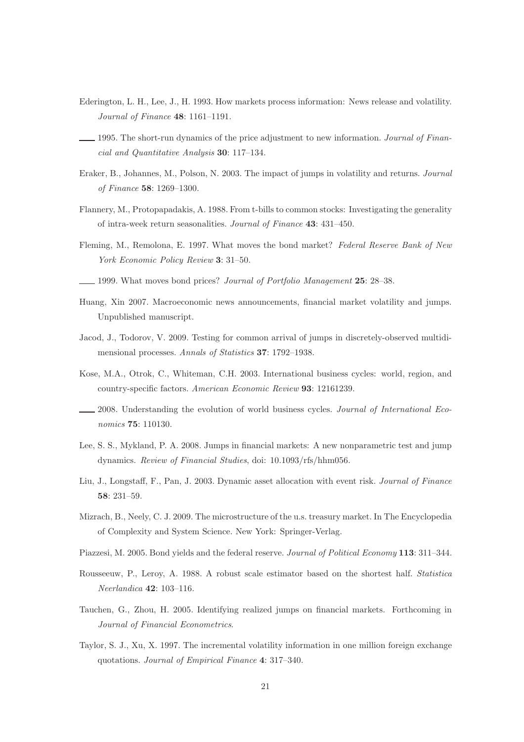Ederington, L. H., Lee, J., H. 1993. How markets process information: News release and volatility. *Journal of Finance* **48**: 1161–1191.

—— 1995. The short-run dynamics of the price adjustment to new information. *Journal of Financial and Quantitative Analysis* **30**: 117–134.

Eraker, B., Johannes, M., Polson, N. 2003. The impact of jumps in volatility and returns. *Journal of Finance* **58**: 1269–1300.

Flannery, M., Protopapadakis, A. 1988. From t-bills to common stocks: Investigating the generality of intra-week return seasonalities. *Journal of Finance* **43**: 431–450.

Fleming, M., Remolona, E. 1997. What moves the bond market? *Federal Reserve Bank of New York Economic Policy Review* **3**: 31–50.

—— 1999. What moves bond prices? *Journal of Portfolio Management* **25**: 28–38.

Huang, Xin 2007. Macroeconomic news announcements, financial market volatility and jumps. Unpublished manuscript.

Jacod, J., Todorov, V. 2009. Testing for common arrival of jumps in discretely-observed multidimensional processes. *Annals of Statistics* **37**: 1792–1938.

Kose, M.A., Otrok, C., Whiteman, C.H. 2003. International business cycles: world, region, and country-specific factors. *American Economic Review* **93**: 12161239.

—— 2008. Understanding the evolution of world business cycles. *Journal of International Economics* **75**: 110130.

Lee, S. S., Mykland, P. A. 2008. Jumps in financial markets: A new nonparametric test and jump dynamics. *Review of Financial Studies*, doi: 10.1093/rfs/hhm056.

Liu, J., Longstaff, F., Pan, J. 2003. Dynamic asset allocation with event risk. *Journal of Finance* **58**: 231–59.

Mizrach, B., Neely, C. J. 2009. The microstructure of the u.s. treasury market. In The Encyclopedia of Complexity and System Science. New York: Springer-Verlag.

Piazzesi, M. 2005. Bond yields and the federal reserve. *Journal of Political Economy* **113**: 311–344.

Rousseeuw, P., Leroy, A. 1988. A robust scale estimator based on the shortest half. *Statistica Neerlandica* **42**: 103–116.

Tauchen, G., Zhou, H. 2005. Identifying realized jumps on financial markets. Forthcoming in *Journal of Financial Econometrics*.

Taylor, S. J., Xu, X. 1997. The incremental volatility information in one million foreign exchange quotations. *Journal of Empirical Finance* **4**: 317–340.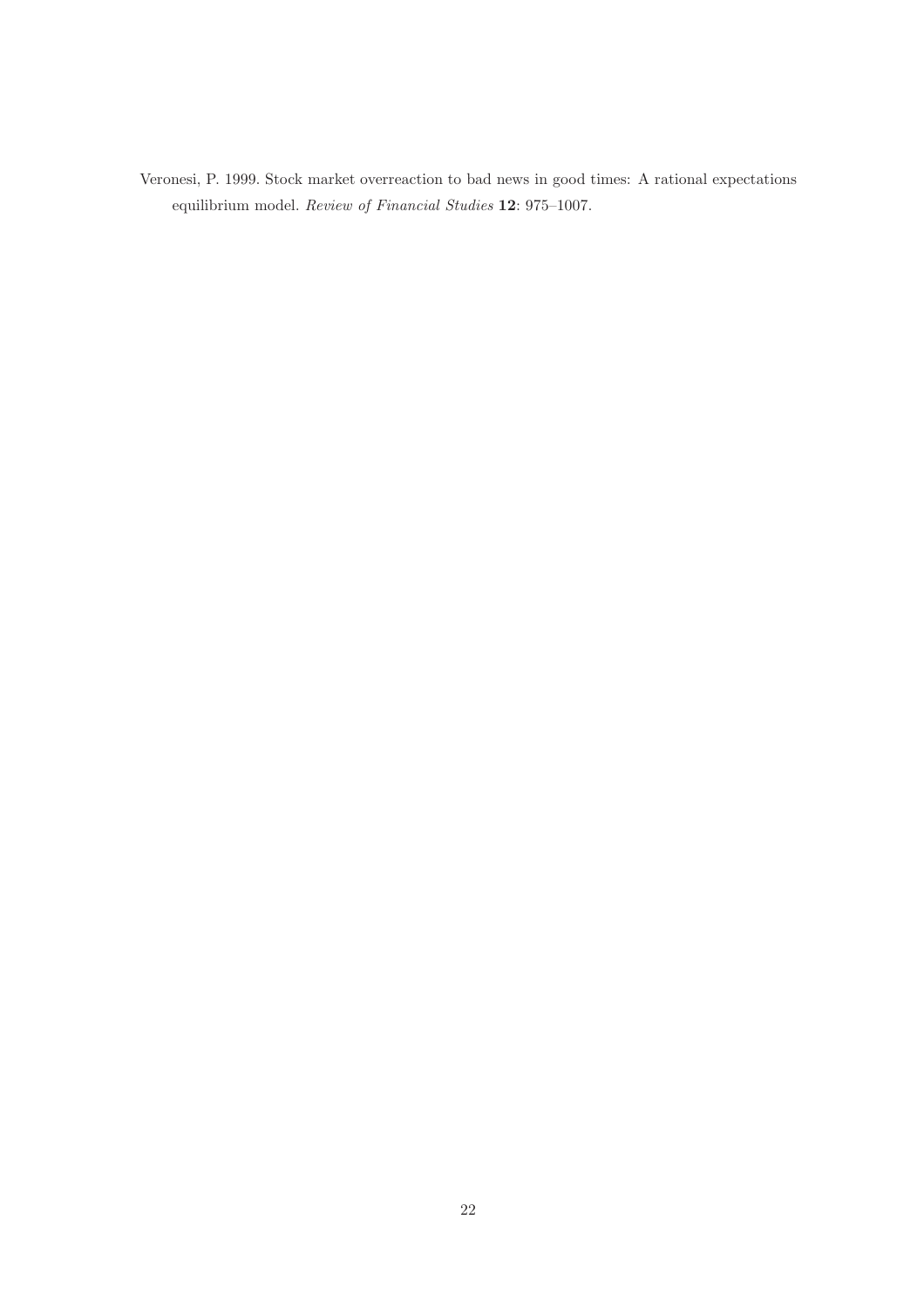Veronesi, P. 1999. Stock market overreaction to bad news in good times: A rational expectations equilibrium model. *Review of Financial Studies* **12**: 975–1007.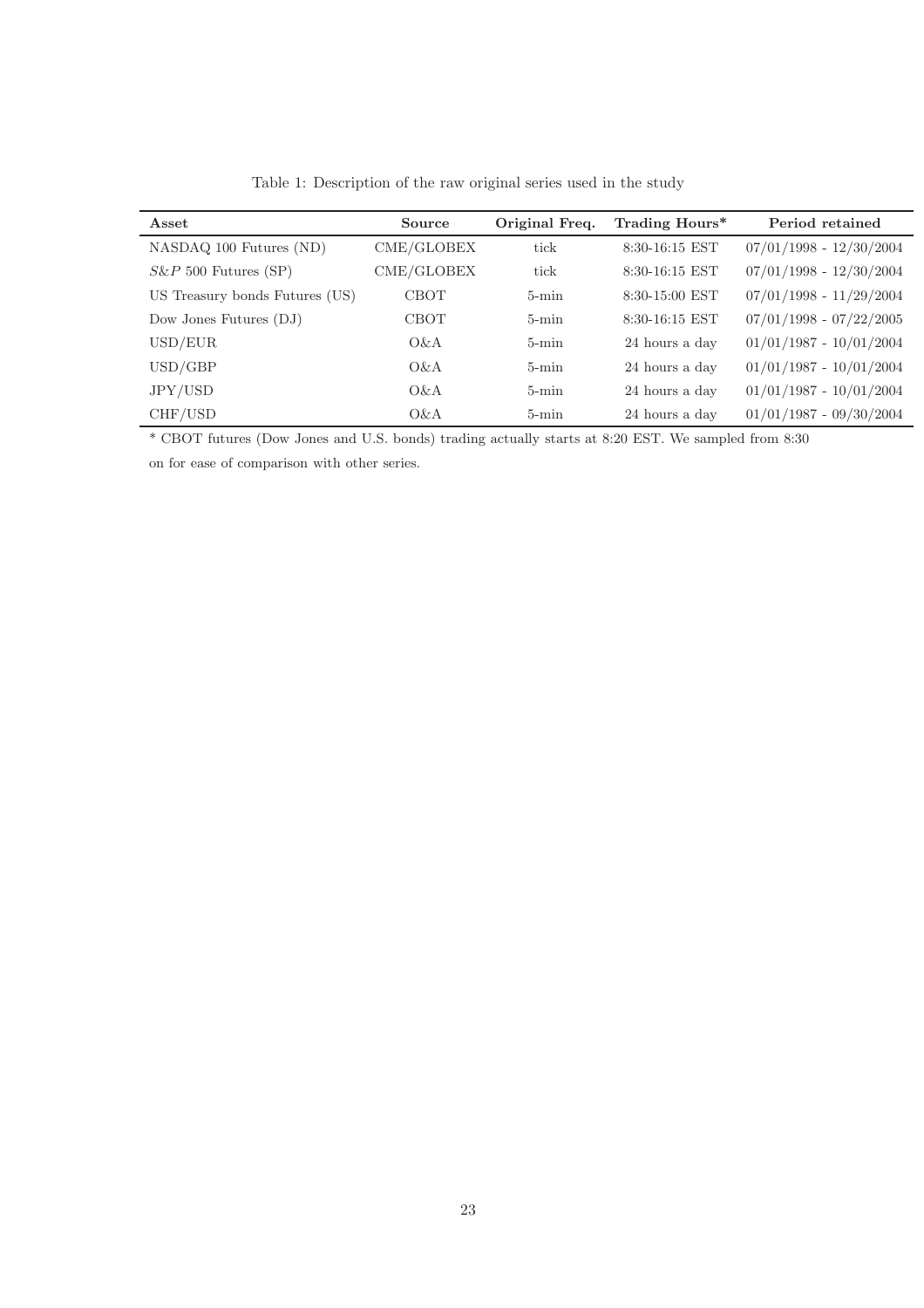Table 1: Description of the raw original series used in the study

| **Asset** | **Source** | **Original Freq.** | **Trading Hours*** | **Period retained** |
|---|---|---|---|---|
| NASDAQ 100 Futures (ND) | CME/GLOBEX | tick | 8:30-16:15 EST | 07/01/1998 - 12/30/2004 |
| $S\&P$ 500 Futures (SP) | CME/GLOBEX | tick | 8:30-16:15 EST | 07/01/1998 - 12/30/2004 |
| US Treasury bonds Futures (US) | CBOT | 5-min | 8:30-15:00 EST | 07/01/1998 - 11/29/2004 |
| Dow Jones Futures (DJ) | CBOT | 5-min | 8:30-16:15 EST | 07/01/1998 - 07/22/2005 |
| USD/EUR | O&A | 5-min | 24 hours a day | 01/01/1987 - 10/01/2004 |
| USD/GBP | O&A | 5-min | 24 hours a day | 01/01/1987 - 10/01/2004 |
| JPY/USD | O&A | 5-min | 24 hours a day | 01/01/1987 - 10/01/2004 |
| CHF/USD | O&A | 5-min | 24 hours a day | 01/01/1987 - 09/30/2004 |

* CBOT futures (Dow Jones and U.S. bonds) trading actually starts at 8:20 EST. We sampled from 8:30 on for ease of comparison with other series.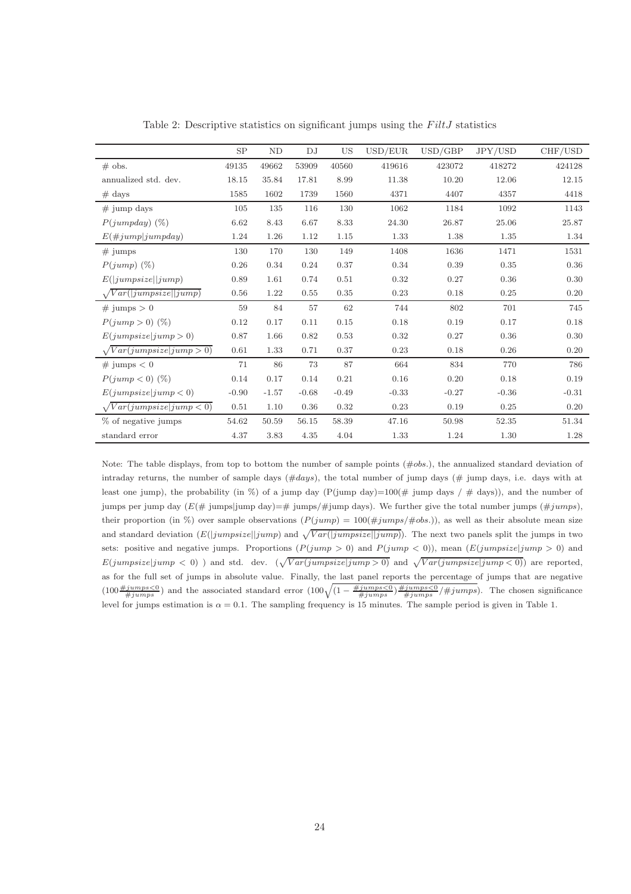Table 2: Descriptive statistics on significant jumps using the $FiltJ$ statistics

| | SP | ND | DJ | US | USD/EUR | USD/GBP | JPY/USD | CHF/USD |
|---|---|---|---|---|---|---|---|---|
| # obs. | 49135 | 49662 | 53909 | 40560 | 419616 | 423072 | 418272 | 424128 |
| annualized std. dev. | 18.15 | 35.84 | 17.81 | 8.99 | 11.38 | 10.20 | 12.06 | 12.15 |
| # days | 1585 | 1602 | 1739 | 1560 | 4371 | 4407 | 4357 | 4418 |
| # jump days | 105 | 135 | 116 | 130 | 1062 | 1184 | 1092 | 1143 |
| $P(jumpday)$ (%) | 6.62 | 8.43 | 6.67 | 8.33 | 24.30 | 26.87 | 25.06 | 25.87 |
| $E(\#jump\|jumpday)$ | 1.24 | 1.26 | 1.12 | 1.15 | 1.33 | 1.38 | 1.35 | 1.34 |
| # jumps | 130 | 170 | 130 | 149 | 1408 | 1636 | 1471 | 1531 |
| $P(jump)$ (%) | 0.26 | 0.34 | 0.24 | 0.37 | 0.34 | 0.39 | 0.35 | 0.36 |
| $E(\|jumpsize\|\|jump)$ | 0.89 | 1.61 | 0.74 | 0.51 | 0.32 | 0.27 | 0.36 | 0.30 |
| $\sqrt{Var(\|jumpsize\|\|jump)}$ | 0.56 | 1.22 | 0.55 | 0.35 | 0.23 | 0.18 | 0.25 | 0.20 |
| # jumps $> 0$ | 59 | 84 | 57 | 62 | 744 | 802 | 701 | 745 |
| $P(jump > 0)$ (%) | 0.12 | 0.17 | 0.11 | 0.15 | 0.18 | 0.19 | 0.17 | 0.18 |
| $E(jumpsize\|jump > 0)$ | 0.87 | 1.66 | 0.82 | 0.53 | 0.32 | 0.27 | 0.36 | 0.30 |
| $\sqrt{Var(jumpsize\|jump > 0)}$ | 0.61 | 1.33 | 0.71 | 0.37 | 0.23 | 0.18 | 0.26 | 0.20 |
| # jumps $< 0$ | 71 | 86 | 73 | 87 | 664 | 834 | 770 | 786 |
| $P(jump < 0)$ (%) | 0.14 | 0.17 | 0.14 | 0.21 | 0.16 | 0.20 | 0.18 | 0.19 |
| $E(jumpsize\|jump < 0)$ | -0.90 | -1.57 | -0.68 | -0.49 | -0.33 | -0.27 | -0.36 | -0.31 |
| $\sqrt{Var(jumpsize\|jump < 0)}$ | 0.51 | 1.10 | 0.36 | 0.32 | 0.23 | 0.19 | 0.25 | 0.20 |
| % of negative jumps | 54.62 | 50.59 | 56.15 | 58.39 | 47.16 | 50.98 | 52.35 | 51.34 |
| standard error | 4.37 | 3.83 | 4.35 | 4.04 | 1.33 | 1.24 | 1.30 | 1.28 |

Note: The table displays, from top to bottom the number of sample points ($\#obs.$), the annualized standard deviation of intraday returns, the number of sample days ($\#days$), the total number of jump days (# jump days, i.e. days with at least one jump), the probability (in %) of a jump day (P(jump day)=100(# jump days / # days)), and the number of jumps per jump day ($E$(# jumps|jump day)=# jumps/#jump days). We further give the total number jumps ($\#jumps$), their proportion (in %) over sample observations ($P(jump) = 100(\#jumps/\#obs.)$), as well as their absolute mean size and standard deviation ($E(|jumpsize||jump)$ and $\sqrt{Var(|jumpsize||jump)}$). The next two panels split the jumps in two sets: positive and negative jumps. Proportions ($P(jump > 0)$ and $P(jump < 0)$), mean ($E(jumpsize|jump > 0)$ and $E(jumpsize|jump < 0)$ ) and std. dev. ($\sqrt{Var(jumpsize|jump > 0)}$ and $\sqrt{Var(jumpsize|jump < 0)}$) are reported, as for the full set of jumps in absolute value. Finally, the last panel reports the percentage of jumps that are negative ($100\frac{\#jumps<0}{\#jumps}$) and the associated standard error ($100\sqrt{(1 - \frac{\#jumps<0}{\#jumps})\frac{\#jumps<0}{\#jumps}/\#jumps}$). The chosen significance level for jumps estimation is $\alpha = 0.1$. The sampling frequency is 15 minutes. The sample period is given in Table 1.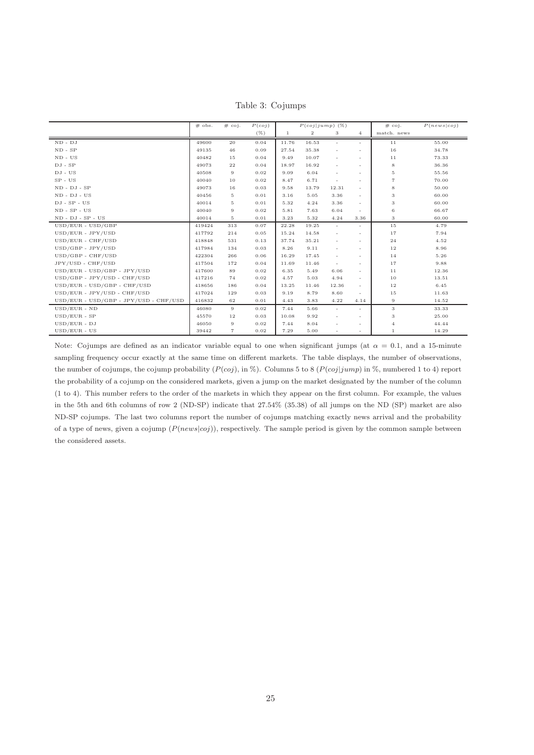Table 3: Cojumps

| | # obs. | # coj. | $P(coj)$ (%) | $P(coj\|jump)$ (%) 1 | 2 | 3 | 4 | # coj. match. news | $P(news\|coj)$ |
|---|---|---|---|---|---|---|---|---|---|
| ND - DJ | 49600 | 20 | 0.04 | 11.76 | 16.53 | - | - | 11 | 55.00 |
| ND - SP | 49135 | 46 | 0.09 | 27.54 | 35.38 | - | - | 16 | 34.78 |
| ND - US | 40482 | 15 | 0.04 | 9.49 | 10.07 | - | - | 11 | 73.33 |
| DJ - SP | 49073 | 22 | 0.04 | 18.97 | 16.92 | - | - | 8 | 36.36 |
| DJ - US | 40508 | 9 | 0.02 | 9.09 | 6.04 | - | - | 5 | 55.56 |
| SP - US | 40040 | 10 | 0.02 | 8.47 | 6.71 | - | - | 7 | 70.00 |
| ND - DJ - SP | 49073 | 16 | 0.03 | 9.58 | 13.79 | 12.31 | - | 8 | 50.00 |
| ND - DJ - US | 40456 | 5 | 0.01 | 3.16 | 5.05 | 3.36 | - | 3 | 60.00 |
| DJ - SP - US | 40014 | 5 | 0.01 | 5.32 | 4.24 | 3.36 | - | 3 | 60.00 |
| ND - SP - US | 40040 | 9 | 0.02 | 5.81 | 7.63 | 6.04 | - | 6 | 66.67 |
| ND - DJ - SP - US | 40014 | 5 | 0.01 | 3.23 | 5.32 | 4.24 | 3.36 | 3 | 60.00 |
| USD/EUR - USD/GBP | 419424 | 313 | 0.07 | 22.28 | 19.25 | - | - | 15 | 4.79 |
| USD/EUR - JPY/USD | 417792 | 214 | 0.05 | 15.24 | 14.58 | - | - | 17 | 7.94 |
| USD/EUR - CHF/USD | 418848 | 531 | 0.13 | 37.74 | 35.21 | - | - | 24 | 4.52 |
| USD/GBP - JPY/USD | 417984 | 134 | 0.03 | 8.26 | 9.11 | - | - | 12 | 8.96 |
| USD/GBP - CHF/USD | 422304 | 266 | 0.06 | 16.29 | 17.45 | - | - | 14 | 5.26 |
| JPY/USD - CHF/USD | 417504 | 172 | 0.04 | 11.69 | 11.46 | - | - | 17 | 9.88 |
| USD/EUR - USD/GBP - JPY/USD | 417600 | 89 | 0.02 | 6.35 | 5.49 | 6.06 | - | 11 | 12.36 |
| USD/GBP - JPY/USD - CHF/USD | 417216 | 74 | 0.02 | 4.57 | 5.03 | 4.94 | - | 10 | 13.51 |
| USD/EUR - USD/GBP - CHF/USD | 418656 | 186 | 0.04 | 13.25 | 11.46 | 12.36 | - | 12 | 6.45 |
| USD/EUR - JPY/USD - CHF/USD | 417024 | 129 | 0.03 | 9.19 | 8.79 | 8.60 | - | 15 | 11.63 |
| USD/EUR - USD/GBP - JPY/USD - CHF/USD | 416832 | 62 | 0.01 | 4.43 | 3.83 | 4.22 | 4.14 | 9 | 14.52 |
| USD/EUR - ND | 46080 | 9 | 0.02 | 7.44 | 5.66 | - | - | 3 | 33.33 |
| USD/EUR - SP | 45570 | 12 | 0.03 | 10.08 | 9.92 | - | - | 3 | 25.00 |
| USD/EUR - DJ | 46050 | 9 | 0.02 | 7.44 | 8.04 | - | - | 4 | 44.44 |
| USD/EUR - US | 39442 | 7 | 0.02 | 7.29 | 5.00 | - | - | 1 | 14.29 |

Note: Cojumps are defined as an indicator variable equal to one when significant jumps (at $\alpha = 0.1$, and a 15-minute sampling frequency occur exactly at the same time on different markets. The table displays, the number of observations, the number of cojumps, the cojump probability ($P(coj)$, in %). Columns 5 to 8 ($P(coj|jump)$ in %, numbered 1 to 4) report the probability of a cojump on the considered markets, given a jump on the market designated by the number of the column (1 to 4). This number refers to the order of the markets in which they appear on the first column. For example, the values in the 5th and 6th columns of row 2 (ND-SP) indicate that 27.54% (35.38) of all jumps on the ND (SP) market are also ND-SP cojumps. The last two columns report the number of cojumps matching exactly news arrival and the probability of a type of news, given a cojump ($P(news|coj)$), respectively. The sample period is given by the common sample between the considered assets.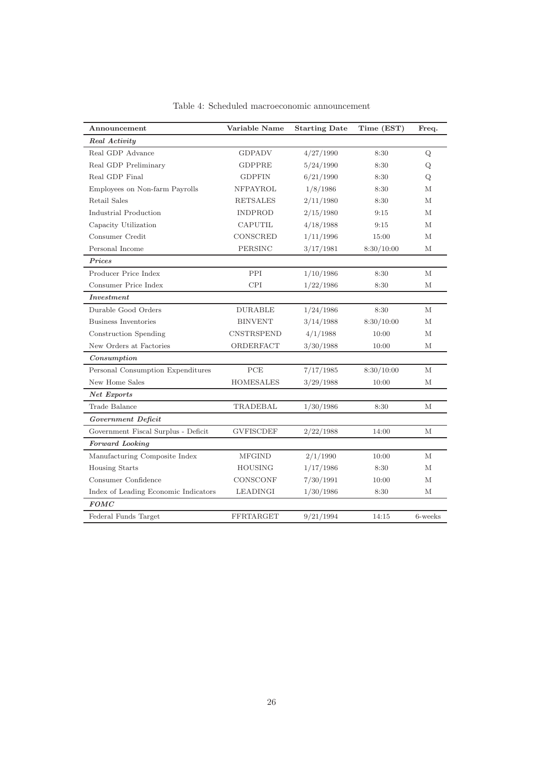Table 4: Scheduled macroeconomic announcement

| Announcement | Variable Name | Starting Date | Time (EST) | Freq. |
|---|---|---|---|---|
| ***Real Activity*** | | | | |
| Real GDP Advance | GDPADV | 4/27/1990 | 8:30 | Q |
| Real GDP Preliminary | GDPPRE | 5/24/1990 | 8:30 | Q |
| Real GDP Final | GDPFIN | 6/21/1990 | 8:30 | Q |
| Employees on Non-farm Payrolls | NFPAYROL | 1/8/1986 | 8:30 | M |
| Retail Sales | RETSALES | 2/11/1980 | 8:30 | M |
| Industrial Production | INDPROD | 2/15/1980 | 9:15 | M |
| Capacity Utilization | CAPUTIL | 4/18/1988 | 9:15 | M |
| Consumer Credit | CONSCRED | 1/11/1996 | 15:00 | M |
| Personal Income | PERSINC | 3/17/1981 | 8:30/10:00 | M |
| ***Prices*** | | | | |
| Producer Price Index | PPI | 1/10/1986 | 8:30 | M |
| Consumer Price Index | CPI | 1/22/1986 | 8:30 | M |
| ***Investment*** | | | | |
| Durable Good Orders | DURABLE | 1/24/1986 | 8:30 | M |
| Business Inventories | BINVENT | 3/14/1988 | 8:30/10:00 | M |
| Construction Spending | CNSTRSPEND | 4/1/1988 | 10:00 | M |
| New Orders at Factories | ORDERFACT | 3/30/1988 | 10:00 | M |
| ***Consumption*** | | | | |
| Personal Consumption Expenditures | PCE | 7/17/1985 | 8:30/10:00 | M |
| New Home Sales | HOMESALES | 3/29/1988 | 10:00 | M |
| ***Net Exports*** | | | | |
| Trade Balance | TRADEBAL | 1/30/1986 | 8:30 | M |
| ***Government Deficit*** | | | | |
| Government Fiscal Surplus - Deficit | GVFISCDEF | 2/22/1988 | 14:00 | M |
| ***Forward Looking*** | | | | |
| Manufacturing Composite Index | MFGIND | 2/1/1990 | 10:00 | M |
| Housing Starts | HOUSING | 1/17/1986 | 8:30 | M |
| Consumer Confidence | CONSCONF | 7/30/1991 | 10:00 | M |
| Index of Leading Economic Indicators | LEADINGI | 1/30/1986 | 8:30 | M |
| ***FOMC*** | | | | |
| Federal Funds Target | FFRTARGET | 9/21/1994 | 14:15 | 6-weeks |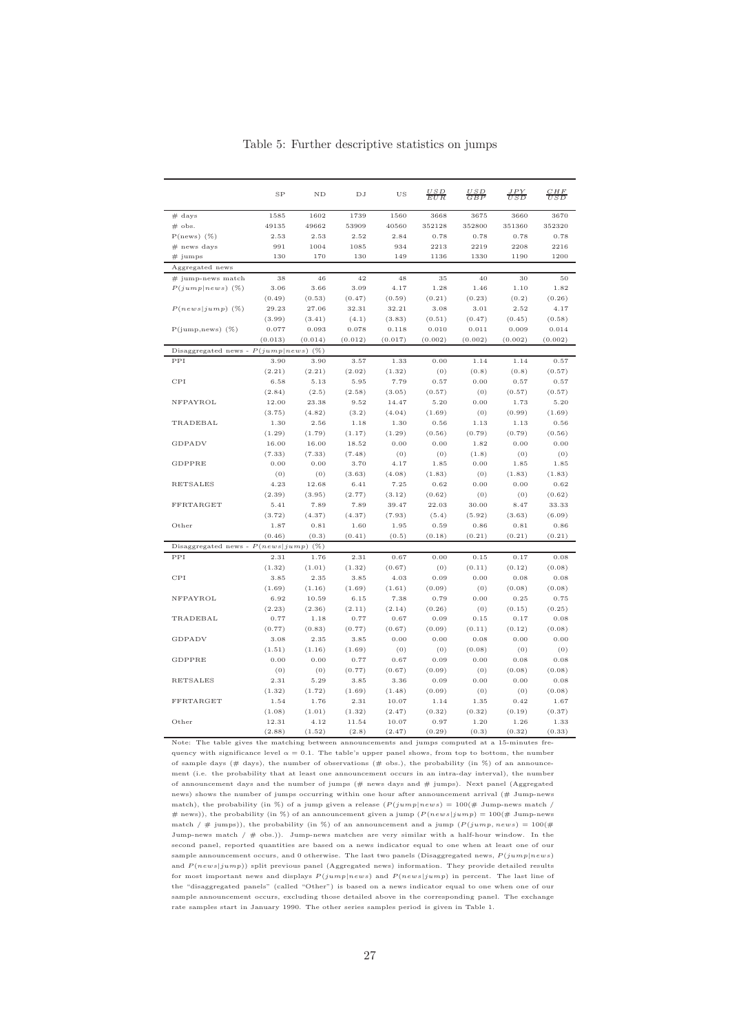# Table 5: Further descriptive statistics on jumps

| | SP | ND | DJ | US | $\frac{USD}{EUR}$ | $\frac{USD}{GBP}$ | $\frac{JPY}{USD}$ | $\frac{CHF}{USD}$ |
|---|---|---|---|---|---|---|---|---|
| # days | 1585 | 1602 | 1739 | 1560 | 3668 | 3675 | 3660 | 3670 |
| # obs. | 49135 | 49662 | 53909 | 40560 | 352128 | 352800 | 351360 | 352320 |
| P(news) (%) | 2.53 | 2.53 | 2.52 | 2.84 | 0.78 | 0.78 | 0.78 | 0.78 |
| # news days | 991 | 1004 | 1085 | 934 | 2213 | 2219 | 2208 | 2216 |
| # jumps | 130 | 170 | 130 | 149 | 1136 | 1330 | 1190 | 1200 |
| Aggregated news | | | | | | | | |
| # jump-news match | 38 | 46 | 42 | 48 | 35 | 40 | 30 | 50 |
| $P(jump\|news)$ (%) | 3.06 | 3.66 | 3.09 | 4.17 | 1.28 | 1.46 | 1.10 | 1.82 |
| | (0.49) | (0.53) | (0.47) | (0.59) | (0.21) | (0.23) | (0.2) | (0.26) |
| $P(news\|jump)$ (%) | 29.23 | 27.06 | 32.31 | 32.21 | 3.08 | 3.01 | 2.52 | 4.17 |
| | (3.99) | (3.41) | (4.1) | (3.83) | (0.51) | (0.47) | (0.45) | (0.58) |
| P(jump,news) (%) | 0.077 | 0.093 | 0.078 | 0.118 | 0.010 | 0.011 | 0.009 | 0.014 |
| | (0.013) | (0.014) | (0.012) | (0.017) | (0.002) | (0.002) | (0.002) | (0.002) |
| Disaggregated news - $P(jump\|news)$ (%) | | | | | | | | |
| PPI | 3.90 | 3.90 | 3.57 | 1.33 | 0.00 | 1.14 | 1.14 | 0.57 |
| | (2.21) | (2.21) | (2.02) | (1.32) | (0) | (0.8) | (0.8) | (0.57) |
| CPI | 6.58 | 5.13 | 5.95 | 7.79 | 0.57 | 0.00 | 0.57 | 0.57 |
| | (2.84) | (2.5) | (2.58) | (3.05) | (0.57) | (0) | (0.57) | (0.57) |
| NFPAYROL | 12.00 | 23.38 | 9.52 | 14.47 | 5.20 | 0.00 | 1.73 | 5.20 |
| | (3.75) | (4.82) | (3.2) | (4.04) | (1.69) | (0) | (0.99) | (1.69) |
| TRADEBAL | 1.30 | 2.56 | 1.18 | 1.30 | 0.56 | 1.13 | 1.13 | 0.56 |
| | (1.29) | (1.79) | (1.17) | (1.29) | (0.56) | (0.79) | (0.79) | (0.56) |
| GDPADV | 16.00 | 16.00 | 18.52 | 0.00 | 0.00 | 1.82 | 0.00 | 0.00 |
| | (7.33) | (7.33) | (7.48) | (0) | (0) | (1.8) | (0) | (0) |
| GDPPRE | 0.00 | 0.00 | 3.70 | 4.17 | 1.85 | 0.00 | 1.85 | 1.85 |
| | (0) | (0) | (3.63) | (4.08) | (1.83) | (0) | (1.83) | (1.83) |
| RETSALES | 4.23 | 12.68 | 6.41 | 7.25 | 0.62 | 0.00 | 0.00 | 0.62 |
| | (2.39) | (3.95) | (2.77) | (3.12) | (0.62) | (0) | (0) | (0.62) |
| FFRTARGET | 5.41 | 7.89 | 7.89 | 39.47 | 22.03 | 30.00 | 8.47 | 33.33 |
| | (3.72) | (4.37) | (4.37) | (7.93) | (5.4) | (5.92) | (3.63) | (6.09) |
| Other | 1.87 | 0.81 | 1.60 | 1.95 | 0.59 | 0.86 | 0.81 | 0.86 |
| | (0.46) | (0.3) | (0.41) | (0.5) | (0.18) | (0.21) | (0.21) | (0.21) |
| Disaggregated news - $P(news\|jump)$ (%) | | | | | | | | |
| PPI | 2.31 | 1.76 | 2.31 | 0.67 | 0.00 | 0.15 | 0.17 | 0.08 |
| | (1.32) | (1.01) | (1.32) | (0.67) | (0) | (0.11) | (0.12) | (0.08) |
| CPI | 3.85 | 2.35 | 3.85 | 4.03 | 0.09 | 0.00 | 0.08 | 0.08 |
| | (1.69) | (1.16) | (1.69) | (1.61) | (0.09) | (0) | (0.08) | (0.08) |
| NFPAYROL | 6.92 | 10.59 | 6.15 | 7.38 | 0.79 | 0.00 | 0.25 | 0.75 |
| | (2.23) | (2.36) | (2.11) | (2.14) | (0.26) | (0) | (0.15) | (0.25) |
| TRADEBAL | 0.77 | 1.18 | 0.77 | 0.67 | 0.09 | 0.15 | 0.17 | 0.08 |
| | (0.77) | (0.83) | (0.77) | (0.67) | (0.09) | (0.11) | (0.12) | (0.08) |
| GDPADV | 3.08 | 2.35 | 3.85 | 0.00 | 0.00 | 0.08 | 0.00 | 0.00 |
| | (1.51) | (1.16) | (1.69) | (0) | (0) | (0.08) | (0) | (0) |
| GDPPRE | 0.00 | 0.00 | 0.77 | 0.67 | 0.09 | 0.00 | 0.08 | 0.08 |
| | (0) | (0) | (0.77) | (0.67) | (0.09) | (0) | (0.08) | (0.08) |
| RETSALES | 2.31 | 5.29 | 3.85 | 3.36 | 0.09 | 0.00 | 0.00 | 0.08 |
| | (1.32) | (1.72) | (1.69) | (1.48) | (0.09) | (0) | (0) | (0.08) |
| FFRTARGET | 1.54 | 1.76 | 2.31 | 10.07 | 1.14 | 1.35 | 0.42 | 1.67 |
| | (1.08) | (1.01) | (1.32) | (2.47) | (0.32) | (0.32) | (0.19) | (0.37) |
| Other | 12.31 | 4.12 | 11.54 | 10.07 | 0.97 | 1.20 | 1.26 | 1.33 |
| | (2.88) | (1.52) | (2.8) | (2.47) | (0.29) | (0.3) | (0.32) | (0.33) |

Note: The table gives the matching between announcements and jumps computed at a 15-minutes frequency with significance level $\alpha = 0.1$. The table's upper panel shows, from top to bottom, the number of sample days (# days), the number of observations (# obs.), the probability (in %) of an announcement (i.e. the probability that at least one announcement occurs in an intra-day interval), the number of announcement days and the number of jumps (# news days and # jumps). Next panel (Aggregated news) shows the number of jumps occurring within one hour after announcement arrival (# Jump-news match), the probability (in %) of a jump given a release ($P(jump|news) = 100$(# Jump-news match / # news)), the probability (in %) of an announcement given a jump ($P(news|jump) = 100$(# Jump-news match / # jumps)), the probability (in %) of an announcement and a jump ($P(jump, news) = 100$(# Jump-news match / # obs.)). Jump-news matches are very similar with a half-hour window. In the second panel, reported quantities are based on a news indicator equal to one when at least one of our sample announcement occurs, and 0 otherwise. The last two panels (Disaggregated news, $P(jump|news)$ and $P(news|jump)$) split previous panel (Aggregated news) information. They provide detailed results for most important news and displays $P(jump|news)$ and $P(news|jump)$ in percent. The last line of the "disaggregated panels" (called "Other") is based on a news indicator equal to one when one of our sample announcement occurs, excluding those detailed above in the corresponding panel. The exchange rate samples start in January 1990. The other series samples period is given in Table 1.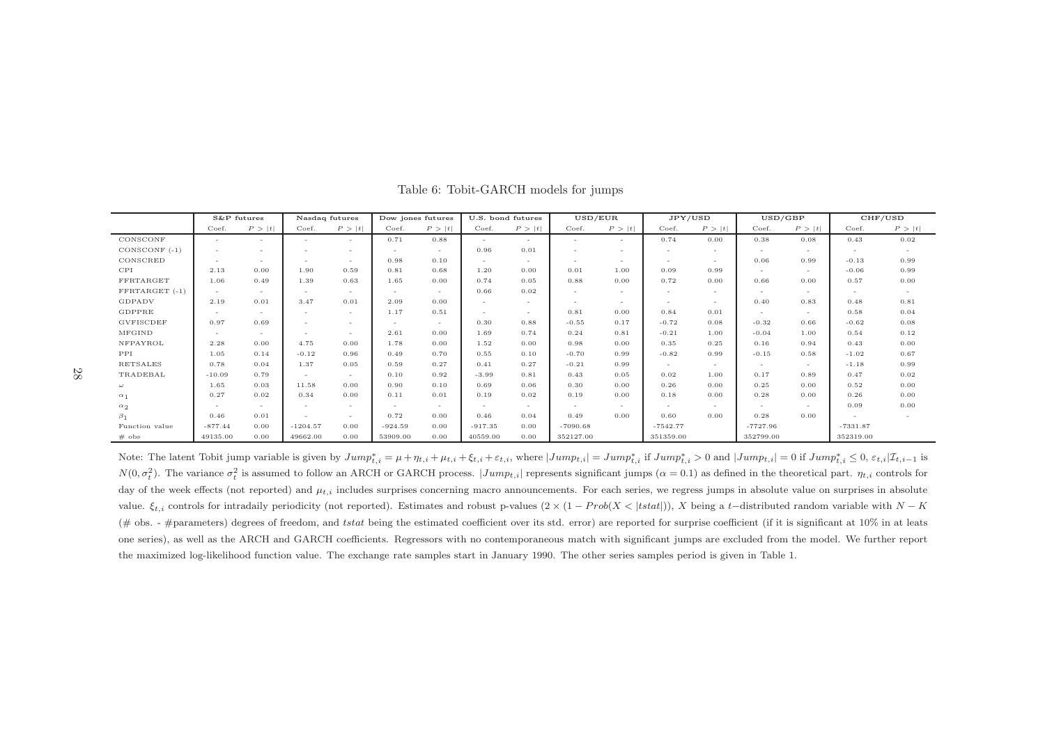Table 6: Tobit-GARCH models for jumps

| | S&P futures | | Nasdaq futures | | Dow jones futures | | U.S. bond futures | | USD/EUR | | JPY/USD | | USD/GBP | | CHF/USD | |
|---|---|---|---|---|---|---|---|---|---|---|---|---|---|---|---|---|
| | Coef. | $P>\|t\|$ | Coef. | $P>\|t\|$ | Coef. | $P>\|t\|$ | Coef. | $P>\|t\|$ | Coef. | $P>\|t\|$ | Coef. | $P>\|t\|$ | Coef. | $P>\|t\|$ | Coef. | $P>\|t\|$ |
| CONSCONF | - | - | - | - | 0.71 | 0.88 | - | - | - | - | 0.74 | 0.00 | 0.38 | 0.08 | 0.43 | 0.02 |
| CONSCONF (-1) | - | - | - | - | - | - | 0.96 | 0.01 | - | - | - | - | - | - | - | - |
| CONSCRED | - | - | - | - | 0.98 | 0.10 | - | - | - | - | - | - | 0.06 | 0.99 | -0.13 | 0.99 |
| CPI | 2.13 | 0.00 | 1.90 | 0.59 | 0.81 | 0.68 | 1.20 | 0.00 | 0.01 | 1.00 | 0.09 | 0.99 | - | - | -0.06 | 0.99 |
| FFRTARGET | 1.06 | 0.49 | 1.39 | 0.63 | 1.65 | 0.00 | 0.74 | 0.05 | 0.88 | 0.00 | 0.72 | 0.00 | 0.66 | 0.00 | 0.57 | 0.00 |
| FFRTARGET (-1) | - | - | - | - | - | - | 0.66 | 0.02 | - | - | - | - | - | - | - | - |
| GDPADV | 2.19 | 0.01 | 3.47 | 0.01 | 2.09 | 0.00 | - | - | - | - | - | - | 0.40 | 0.83 | 0.48 | 0.81 |
| GDPPRE | - | - | - | - | 1.17 | 0.51 | - | - | 0.81 | 0.00 | 0.84 | 0.01 | - | - | 0.58 | 0.04 |
| GVFISCDEF | 0.97 | 0.69 | - | - | - | - | 0.30 | 0.88 | -0.55 | 0.17 | -0.72 | 0.08 | -0.32 | 0.66 | -0.62 | 0.08 |
| MFGIND | - | - | - | - | 2.61 | 0.00 | 1.69 | 0.74 | 0.24 | 0.81 | -0.21 | 1.00 | -0.04 | 1.00 | 0.54 | 0.12 |
| NFPAYROL | 2.28 | 0.00 | 4.75 | 0.00 | 1.78 | 0.00 | 1.52 | 0.00 | 0.98 | 0.00 | 0.35 | 0.25 | 0.16 | 0.94 | 0.43 | 0.00 |
| PPI | 1.05 | 0.14 | -0.12 | 0.96 | 0.49 | 0.70 | 0.55 | 0.10 | -0.70 | 0.99 | -0.82 | 0.99 | -0.15 | 0.58 | -1.02 | 0.67 |
| RETSALES | 0.78 | 0.04 | 1.37 | 0.05 | 0.59 | 0.27 | 0.41 | 0.27 | -0.21 | 0.99 | - | - | - | - | -1.18 | 0.99 |
| TRADEBAL | -10.09 | 0.79 | - | - | 0.10 | 0.92 | -3.99 | 0.81 | 0.43 | 0.05 | 0.02 | 1.00 | 0.17 | 0.89 | 0.47 | 0.02 |
| $\omega$ | 1.65 | 0.03 | 11.58 | 0.00 | 0.90 | 0.10 | 0.69 | 0.06 | 0.30 | 0.00 | 0.26 | 0.00 | 0.25 | 0.00 | 0.52 | 0.00 |
| $\alpha_1$ | 0.27 | 0.02 | 0.34 | 0.00 | 0.11 | 0.01 | 0.19 | 0.02 | 0.19 | 0.00 | 0.18 | 0.00 | 0.28 | 0.00 | 0.26 | 0.00 |
| $\alpha_2$ | - | - | - | - | - | - | - | - | - | - | - | - | - | - | 0.09 | 0.00 |
| $\beta_1$ | 0.46 | 0.01 | - | - | 0.72 | 0.00 | 0.46 | 0.04 | 0.49 | 0.00 | 0.60 | 0.00 | 0.28 | 0.00 | - | - |
| Function value | -877.44 | 0.00 | -1204.57 | 0.00 | -924.59 | 0.00 | -917.35 | 0.00 | -7090.68 | | -7542.77 | | -7727.96 | | -7331.87 | |
| # obs | 49135.00 | 0.00 | 49662.00 | 0.00 | 53909.00 | 0.00 | 40559.00 | 0.00 | 352127.00 | | 351359.00 | | 352799.00 | | 352319.00 | |

Note: The latent Tobit jump variable is given by $Jump^*_{t,i} = \mu + \eta_{t,i} + \mu_{t,i} + \xi_{t,i} + \varepsilon_{t,i}$, where $|Jump_{t,i}| = Jump^*_{t,i}$ if $Jump^*_{t,i} > 0$ and $|Jump_{t,i}| = 0$ if $Jump^*_{t,i} \leq 0$, $\varepsilon_{t,i}|\mathcal{I}_{t,i-1}$ is $N(0, \sigma_t^2)$. The variance $\sigma_t^2$ is assumed to follow an ARCH or GARCH process. $|Jump_{t,i}|$ represents significant jumps ($\alpha = 0.1$) as defined in the theoretical part. $\eta_{t,i}$ controls for day of the week effects (not reported) and $\mu_{t,i}$ includes surprises concerning macro announcements. For each series, we regress jumps in absolute value on surprises in absolute value. $\xi_{t,i}$ controls for intradaily periodicity (not reported). Estimates and robust p-values ($2 \times (1 - Prob(X < |tstat|))$, $X$ being a $t-$distributed random variable with $N - K$ (# obs. - #parameters) degrees of freedom, and *tstat* being the estimated coefficient over its std. error) are reported for surprise coefficient (if it is significant at 10% in at leats one series), as well as the ARCH and GARCH coefficients. Regressors with no contemporaneous match with significant jumps are excluded from the model. We further report the maximized log-likelihood function value. The exchange rate samples start in January 1990. The other series samples period is given in Table 1.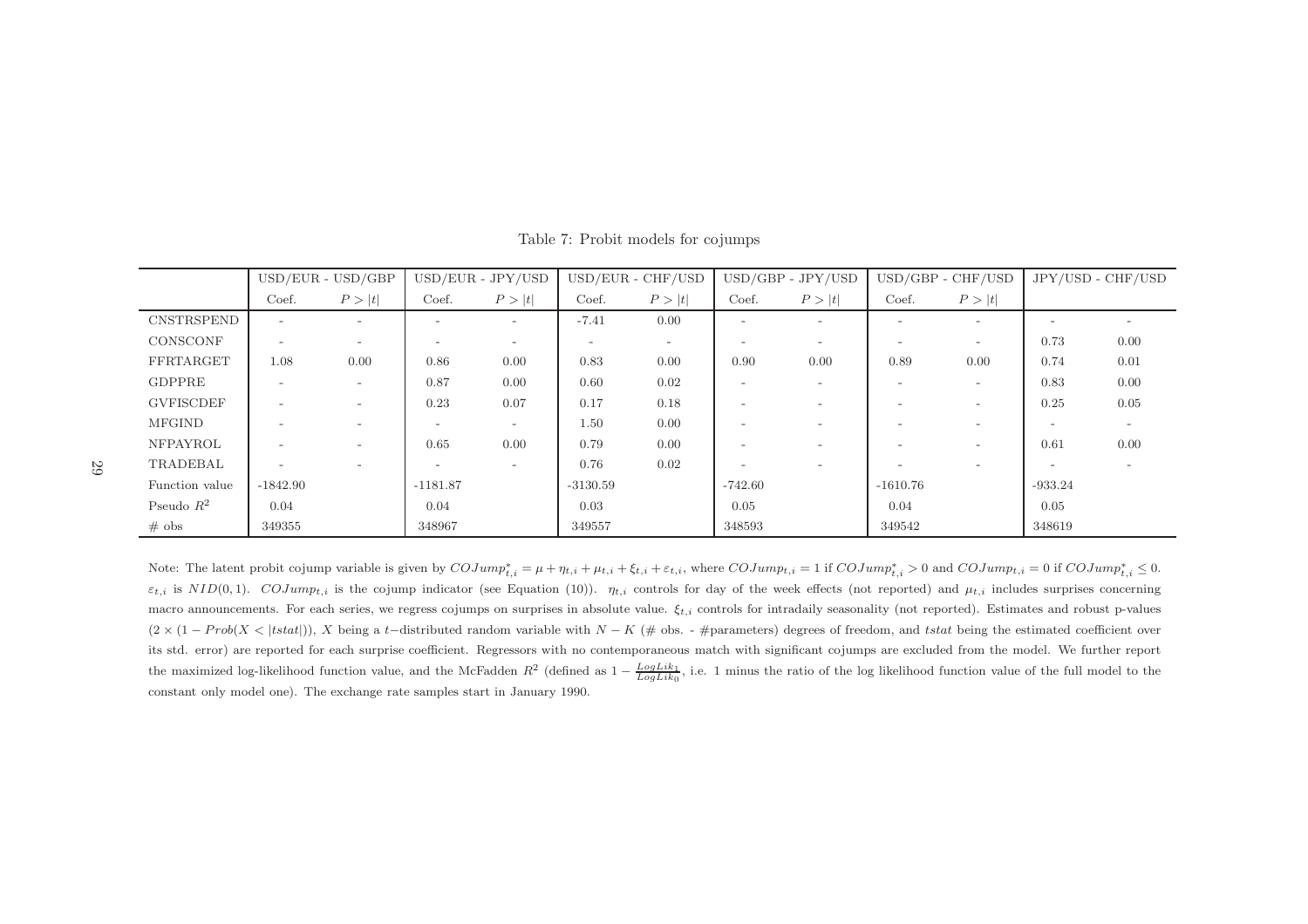Table 7: Probit models for cojumps

| | USD/EUR - USD/GBP | | USD/EUR - JPY/USD | | USD/EUR - CHF/USD | | USD/GBP - JPY/USD | | USD/GBP - CHF/USD | | JPY/USD - CHF/USD | |
|---|---|---|---|---|---|---|---|---|---|---|---|---|
| | Coef. | $P > \|t\|$ | Coef. | $P > \|t\|$ | Coef. | $P > \|t\|$ | Coef. | $P > \|t\|$ | Coef. | $P > \|t\|$ | | |
| CNSTRSPEND | - | - | - | - | -7.41 | 0.00 | - | - | - | - | - | - |
| CONSCONF | - | - | - | - | - | - | - | - | - | - | 0.73 | 0.00 |
| FFRTARGET | 1.08 | 0.00 | 0.86 | 0.00 | 0.83 | 0.00 | 0.90 | 0.00 | 0.89 | 0.00 | 0.74 | 0.01 |
| GDPPRE | - | - | 0.87 | 0.00 | 0.60 | 0.02 | - | - | - | - | 0.83 | 0.00 |
| GVFISCDEF | - | - | 0.23 | 0.07 | 0.17 | 0.18 | - | - | - | - | 0.25 | 0.05 |
| MFGIND | - | - | - | - | 1.50 | 0.00 | - | - | - | - | - | - |
| NFPAYROL | - | - | 0.65 | 0.00 | 0.79 | 0.00 | - | - | - | - | 0.61 | 0.00 |
| TRADEBAL | - | - | - | - | 0.76 | 0.02 | - | - | - | - | - | - |
| Function value | -1842.90 | | -1181.87 | | -3130.59 | | -742.60 | | -1610.76 | | -933.24 | |
| Pseudo $R^2$ | 0.04 | | 0.04 | | 0.03 | | 0.05 | | 0.04 | | 0.05 | |
| # obs | 349355 | | 348967 | | 349557 | | 348593 | | 349542 | | 348619 | |

Note: The latent probit cojump variable is given by $COJump^*_{t,i} = \mu + \eta_{t,i} + \mu_{t,i} + \xi_{t,i} + \varepsilon_{t,i}$, where $COJump_{t,i} = 1$ if $COJump^*_{t,i} > 0$ and $COJump_{t,i} = 0$ if $COJump^*_{t,i} \leq 0$. $\varepsilon_{t,i}$ is $NID(0,1)$. $COJump_{t,i}$ is the cojump indicator (see Equation (10)). $\eta_{t,i}$ controls for day of the week effects (not reported) and $\mu_{t,i}$ includes surprises concerning macro announcements. For each series, we regress cojumps on surprises in absolute value. $\xi_{t,i}$ controls for intradaily seasonality (not reported). Estimates and robust p-values $(2 \times (1 - Prob(X < |tstat|))$, $X$ being a $t-$distributed random variable with $N - K$ (# obs. - #parameters) degrees of freedom, and $tstat$ being the estimated coefficient over its std. error) are reported for each surprise coefficient. Regressors with no contemporaneous match with significant cojumps are excluded from the model. We further report the maximized log-likelihood function value, and the McFadden $R^2$ (defined as $1 - \frac{LogLik_1}{LogLik_0}$, i.e. 1 minus the ratio of the log likelihood function value of the full model to the constant only model one). The exchange rate samples start in January 1990.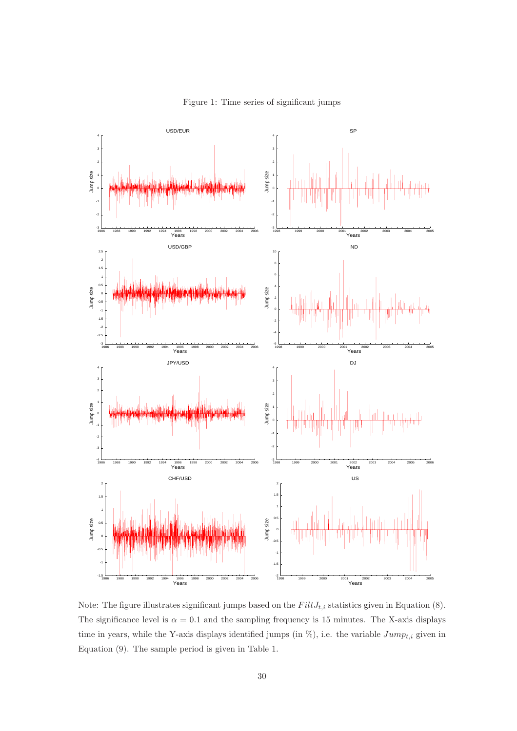Figure 1: Time series of significant jumps

Note: The figure illustrates significant jumps based on the $FiltJ_{t,i}$ statistics given in Equation (8). The significance level is $\alpha = 0.1$ and the sampling frequency is 15 minutes. The X-axis displays time in years, while the Y-axis displays identified jumps (in %), i.e. the variable $Jump_{t,i}$ given in Equation (9). The sample period is given in Table 1.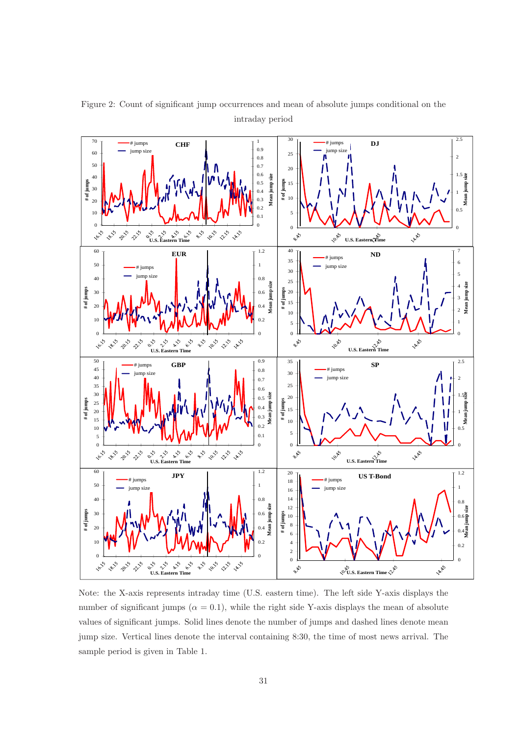Figure 2: Count of significant jump occurrences and mean of absolute jumps conditional on the intraday period

Note: the X-axis represents intraday time (U.S. eastern time). The left side Y-axis displays the number of significant jumps ($\alpha = 0.1$), while the right side Y-axis displays the mean of absolute values of significant jumps. Solid lines denote the number of jumps and dashed lines denote mean jump size. Vertical lines denote the interval containing 8:30, the time of most news arrival. The sample period is given in Table 1.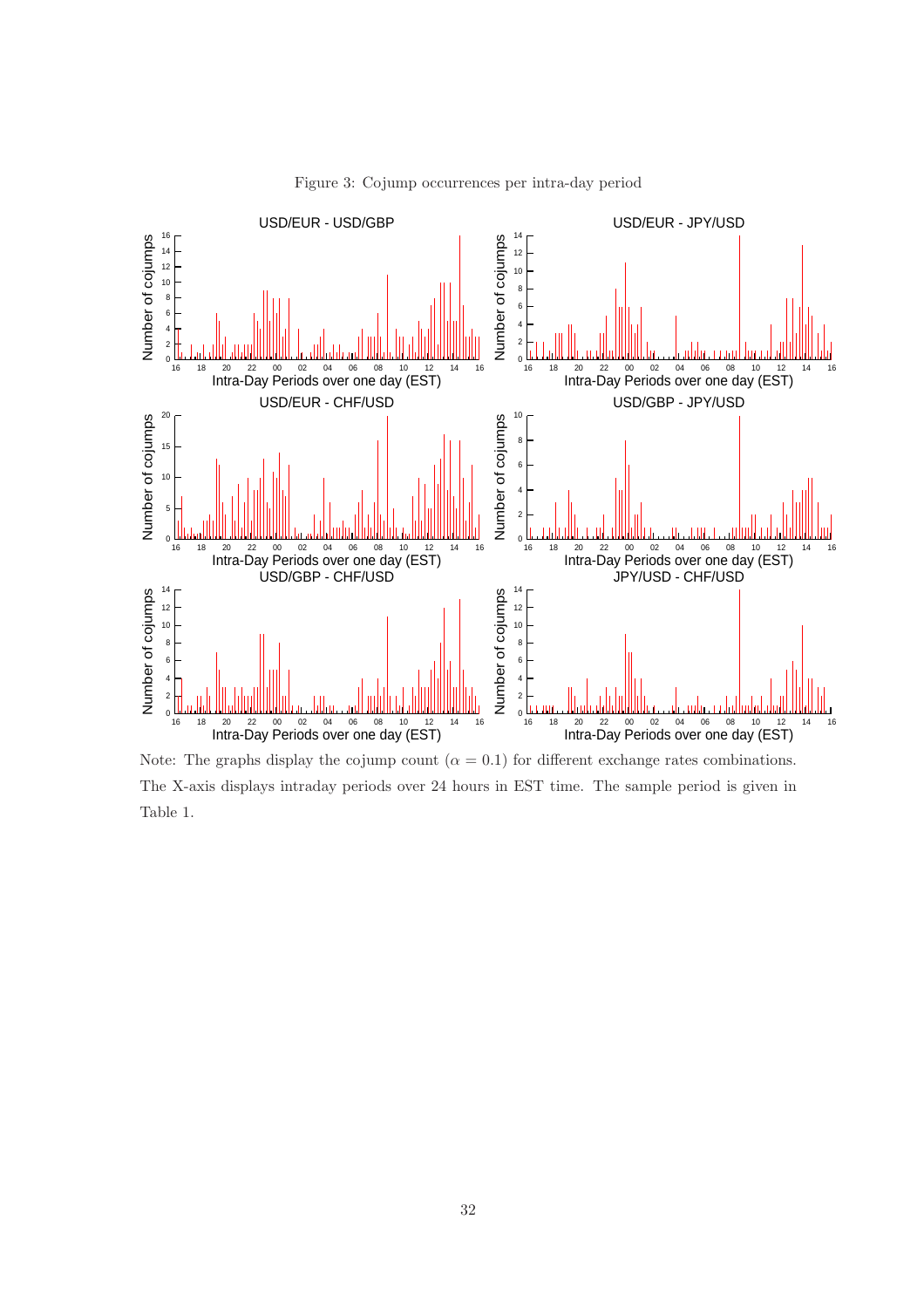Figure 3: Cojump occurrences per intra-day period

USD/EUR - USD/GBP

Number of cojumps

0 2 4 6 8 10 12 14 16

16 18 20 22 00 02 04 06 08 10 12 14 16

Intra-Day Periods over one day (EST)

USD/EUR - JPY/USD

Number of cojumps

0 2 4 6 8 10 12 14

16 18 20 22 00 02 04 06 08 10 12 14 16

Intra-Day Periods over one day (EST)

USD/EUR - CHF/USD

Number of cojumps

0 5 10 15 20

16 18 20 22 00 02 04 06 08 10 12 14 16

Intra-Day Periods over one day (EST)

USD/GBP - JPY/USD

Number of cojumps

0 2 4 6 8 10

16 18 20 22 00 02 04 06 08 10 12 14 16

Intra-Day Periods over one day (EST)

USD/GBP - CHF/USD

Number of cojumps

0 2 4 6 8 10 12 14

16 18 20 22 00 02 04 06 08 10 12 14 16

Intra-Day Periods over one day (EST)

JPY/USD - CHF/USD

Number of cojumps

0 2 4 6 8 10 12 14

16 18 20 22 00 02 04 06 08 10 12 14 16

Intra-Day Periods over one day (EST)

Note: The graphs display the cojump count ($\alpha = 0.1$) for different exchange rates combinations. The X-axis displays intraday periods over 24 hours in EST time. The sample period is given in Table 1.